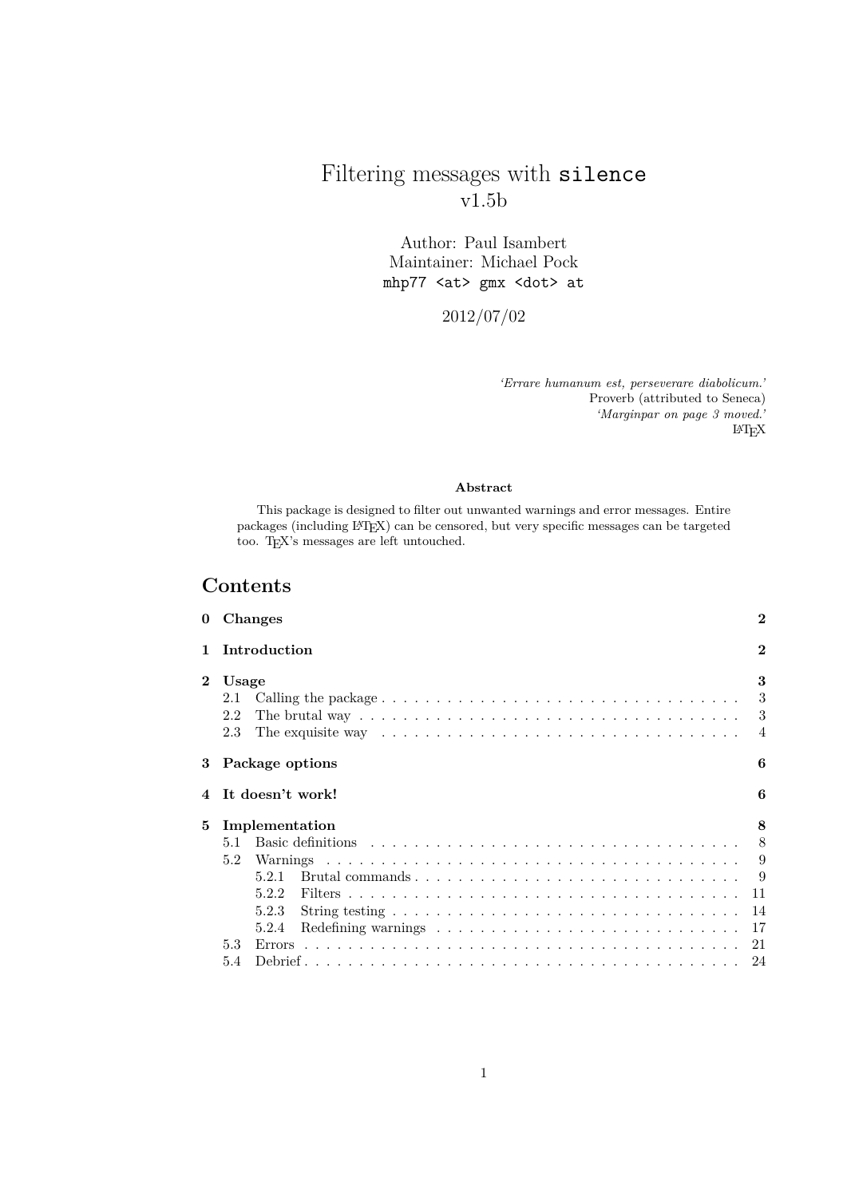# Filtering messages with `silence`
v1.5b

Author: Paul Isambert
Maintainer: Michael Pock
`mhp77 <at> gmx <dot> at`

2012/07/02

*'Errare humanum est, perseverare diabolicum.'*
Proverb (attributed to Seneca)
*'Marginpar on page 3 moved.'*
LaTeX

**Abstract**

This package is designed to filter out unwanted warnings and error messages. Entire packages (including LaTeX) can be censored, but very specific messages can be targeted too. TeX's messages are left untouched.

## Contents

- **0 Changes** — 2
- **1 Introduction** — 2
- **2 Usage** — 3
  - 2.1 Calling the package — 3
  - 2.2 The brutal way — 3
  - 2.3 The exquisite way — 4
- **3 Package options** — 6
- **4 It doesn't work!** — 6
- **5 Implementation** — 8
  - 5.1 Basic definitions — 8
  - 5.2 Warnings — 9
    - 5.2.1 Brutal commands — 9
    - 5.2.2 Filters — 11
    - 5.2.3 String testing — 14
    - 5.2.4 Redefining warnings — 17
  - 5.3 Errors — 21
  - 5.4 Debrief — 24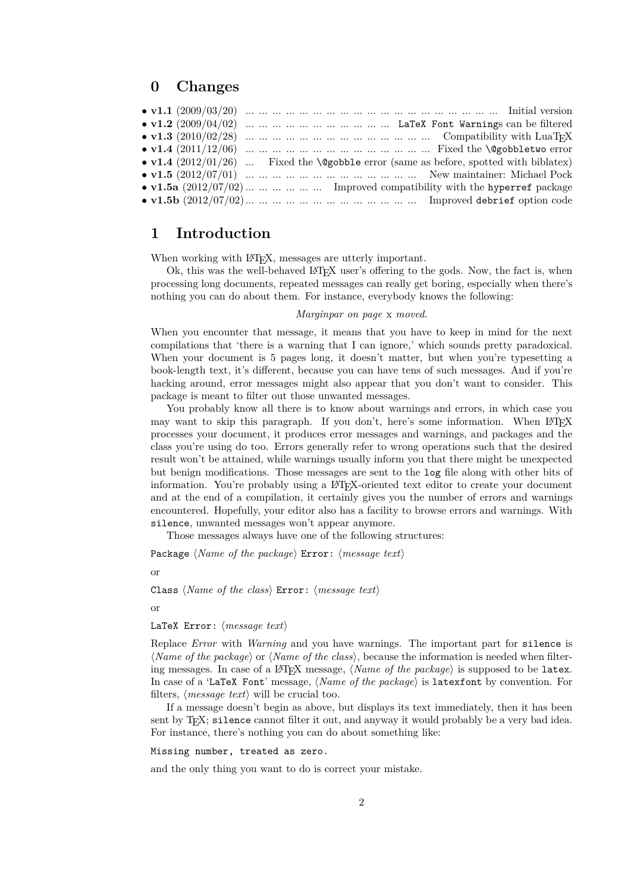# 0 Changes

- **v1.1** (2009/03/20) ... ... ... ... ... ... ... ... ... ... ... ... ... ... ... ... ... ... ... Initial version
- **v1.2** (2009/04/02) ... ... ... ... ... ... ... ... ... ... ... `LaTeX Font Warning`s can be filtered
- **v1.3** (2010/02/28) ... ... ... ... ... ... ... ... ... ... ... ... ... ... Compatibility with LuaTEX
- **v1.4** (2011/12/06) ... ... ... ... ... ... ... ... ... ... ... ... ... ... Fixed the `\@gobbletwo` error
- **v1.4** (2012/01/26) ... Fixed the `\@gobble` error (same as before, spotted with biblatex)
- **v1.5** (2012/07/01) ... ... ... ... ... ... ... ... ... ... ... ... ... New maintainer: Michael Pock
- **v1.5a** (2012/07/02) ... ... ... ... ... ... Improved compatibility with the `hyperref` package
- **v1.5b** (2012/07/02) ... ... ... ... ... ... ... ... ... ... ... ... ... Improved `debrief` option code

# 1 Introduction

When working with LaTeX, messages are utterly important.

Ok, this was the well-behaved LaTeX user's offering to the gods. Now, the fact is, when processing long documents, repeated messages can really get boring, especially when there's nothing you can do about them. For instance, everybody knows the following:

*Marginpar on page* x *moved.*

When you encounter that message, it means that you have to keep in mind for the next compilations that 'there is a warning that I can ignore,' which sounds pretty paradoxical. When your document is 5 pages long, it doesn't matter, but when you're typesetting a book-length text, it's different, because you can have tens of such messages. And if you're hacking around, error messages might also appear that you don't want to consider. This package is meant to filter out those unwanted messages.

You probably know all there is to know about warnings and errors, in which case you may want to skip this paragraph. If you don't, here's some information. When LaTeX processes your document, it produces error messages and warnings, and packages and the class you're using do too. Errors generally refer to wrong operations such that the desired result won't be attained, while warnings usually inform you that there might be unexpected but benign modifications. Those messages are sent to the `log` file along with other bits of information. You're probably using a LaTeX-oriented text editor to create your document and at the end of a compilation, it certainly gives you the number of errors and warnings encountered. Hopefully, your editor also has a facility to browse errors and warnings. With `silence`, unwanted messages won't appear anymore.

Those messages always have one of the following structures:

`Package` ⟨*Name of the package*⟩ `Error:` ⟨*message text*⟩

or

`Class` ⟨*Name of the class*⟩ `Error:` ⟨*message text*⟩

or

`LaTeX Error:` ⟨*message text*⟩

Replace *Error* with *Warning* and you have warnings. The important part for `silence` is ⟨*Name of the package*⟩ or ⟨*Name of the class*⟩, because the information is needed when filtering messages. In case of a LaTeX message, ⟨*Name of the package*⟩ is supposed to be `latex`. In case of a '`LaTeX Font`' message, ⟨*Name of the package*⟩ is `latexfont` by convention. For filters, ⟨*message text*⟩ will be crucial too.

If a message doesn't begin as above, but displays its text immediately, then it has been sent by TeX; `silence` cannot filter it out, and anyway it would probably be a very bad idea. For instance, there's nothing you can do about something like:

`Missing number, treated as zero.`

and the only thing you want to do is correct your mistake.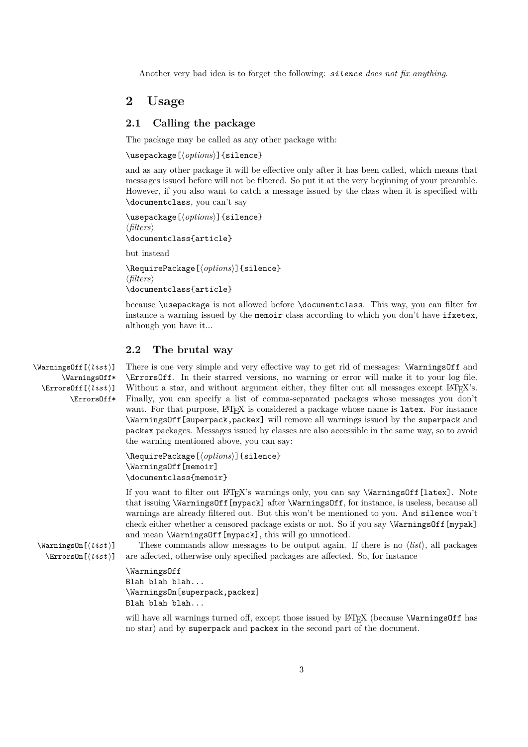Another very bad idea is to forget the following: *silence does not fix anything*.

## 2 Usage

### 2.1 Calling the package

The package may be called as any other package with:

```
\usepackage[⟨options⟩]{silence}
```

and as any other package it will be effective only after it has been called, which means that messages issued before will not be filtered. So put it at the very beginning of your preamble. However, if you also want to catch a message issued by the class when it is specified with `\documentclass`, you can't say

```
\usepackage[⟨options⟩]{silence}
⟨filters⟩
\documentclass{article}
```

but instead

```
\RequirePackage[⟨options⟩]{silence}
⟨filters⟩
\documentclass{article}
```

because `\usepackage` is not allowed before `\documentclass`. This way, you can filter for instance a warning issued by the `memoir` class according to which you don't have `ifxetex`, although you have it...

### 2.2 The brutal way

`\WarningsOff[⟨list⟩]`
`\WarningsOff*`
`\ErrorsOff[⟨list⟩]`
`\ErrorsOff*`

There is one very simple and very effective way to get rid of messages: `\WarningsOff` and `\ErrorsOff`. In their starred versions, no warning or error will make it to your log file. Without a star, and without argument either, they filter out all messages except LaTeX's. Finally, you can specify a list of comma-separated packages whose messages you don't want. For that purpose, LaTeX is considered a package whose name is `latex`. For instance `\WarningsOff[superpack,packex]` will remove all warnings issued by the `superpack` and `packex` packages. Messages issued by classes are also accessible in the same way, so to avoid the warning mentioned above, you can say:

```
\RequirePackage[⟨options⟩]{silence}
\WarningsOff[memoir]
\documentclass{memoir}
```

If you want to filter out LaTeX's warnings only, you can say `\WarningsOff[latex]`. Note that issuing `\WarningsOff[mypack]` after `\WarningsOff`, for instance, is useless, because all warnings are already filtered out. But this won't be mentioned to you. And `silence` won't check either whether a censored package exists or not. So if you say `\WarningsOff[mypak]` and mean `\WarningsOff[mypack]`, this will go unnoticed.

`\WarningsOn[⟨list⟩]`
`\ErrorsOn[⟨list⟩]`

These commands allow messages to be output again. If there is no ⟨*list*⟩, all packages are affected, otherwise only specified packages are affected. So, for instance

```
\WarningsOff
Blah blah blah...
\WarningsOn[superpack,packex]
Blah blah blah...
```

will have all warnings turned off, except those issued by LaTeX (because `\WarningsOff` has no star) and by `superpack` and `packex` in the second part of the document.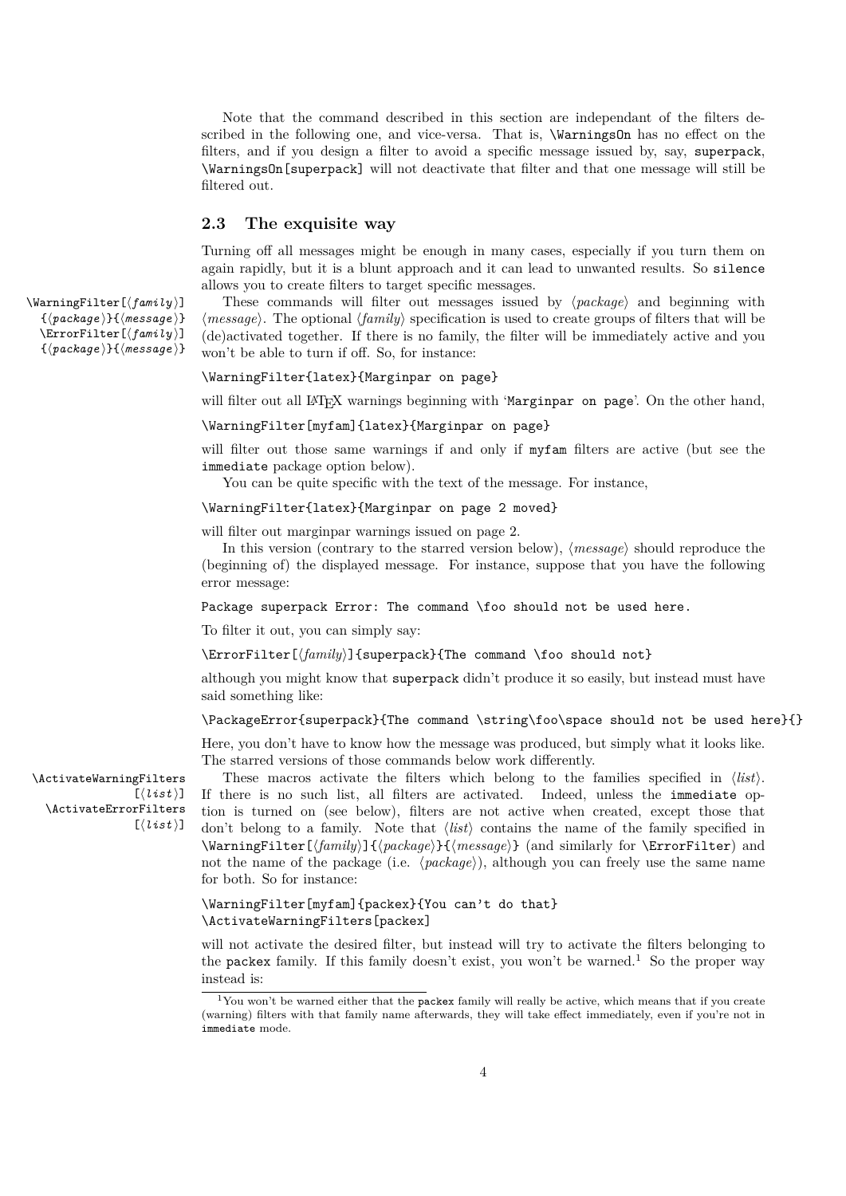Note that the command described in this section are independant of the filters described in the following one, and vice-versa. That is, `\WarningsOn` has no effect on the filters, and if you design a filter to avoid a specific message issued by, say, `superpack`, `\WarningsOn[superpack]` will not deactivate that filter and that one message will still be filtered out.

## 2.3 The exquisite way

Turning off all messages might be enough in many cases, especially if you turn them on again rapidly, but it is a blunt approach and it can lead to unwanted results. So `silence` allows you to create filters to target specific messages.

`\WarningFilter[⟨family⟩]{⟨package⟩}{⟨message⟩}`
`\ErrorFilter[⟨family⟩]{⟨package⟩}{⟨message⟩}`

These commands will filter out messages issued by ⟨*package*⟩ and beginning with ⟨*message*⟩. The optional ⟨*family*⟩ specification is used to create groups of filters that will be (de)activated together. If there is no family, the filter will be immediately active and you won't be able to turn if off. So, for instance:

```
\WarningFilter{latex}{Marginpar on page}
```

will filter out all LaTeX warnings beginning with '`Marginpar on page`'. On the other hand,

```
\WarningFilter[myfam]{latex}{Marginpar on page}
```

will filter out those same warnings if and only if `myfam` filters are active (but see the `immediate` package option below).

You can be quite specific with the text of the message. For instance,

```
\WarningFilter{latex}{Marginpar on page 2 moved}
```

will filter out marginpar warnings issued on page 2.

In this version (contrary to the starred version below), ⟨*message*⟩ should reproduce the (beginning of) the displayed message. For instance, suppose that you have the following error message:

```
Package superpack Error: The command \foo should not be used here.
```

To filter it out, you can simply say:

```
\ErrorFilter[⟨family⟩]{superpack}{The command \foo should not}
```

although you might know that `superpack` didn't produce it so easily, but instead must have said something like:

```
\PackageError{superpack}{The command \string\foo\space should not be used here}{}
```

Here, you don't have to know how the message was produced, but simply what it looks like. The starred versions of those commands below work differently.

`\ActivateWarningFilters[⟨list⟩]`
`\ActivateErrorFilters[⟨list⟩]`

These macros activate the filters which belong to the families specified in ⟨*list*⟩. If there is no such list, all filters are activated. Indeed, unless the `immediate` option is turned on (see below), filters are not active when created, except those that don't belong to a family. Note that ⟨*list*⟩ contains the name of the family specified in `\WarningFilter[⟨family⟩]{⟨package⟩}{⟨message⟩}` (and similarly for `\ErrorFilter`) and not the name of the package (i.e. ⟨*package*⟩), although you can freely use the same name for both. So for instance:

```
\WarningFilter[myfam]{packex}{You can't do that}
\ActivateWarningFilters[packex]
```

will not activate the desired filter, but instead will try to activate the filters belonging to the `packex` family. If this family doesn't exist, you won't be warned.[1] So the proper way instead is:

[1] You won't be warned either that the `packex` family will really be active, which means that if you create (warning) filters with that family name afterwards, they will take effect immediately, even if you're not in `immediate` mode.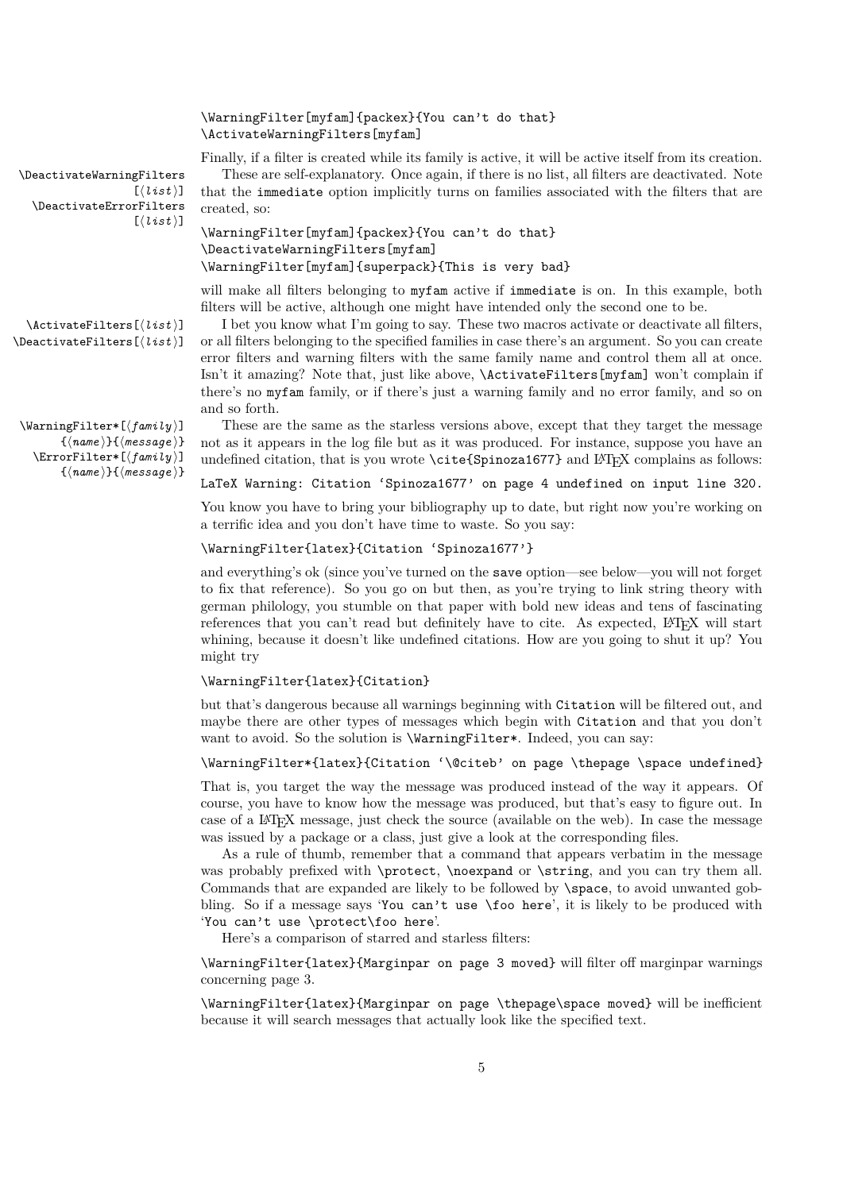```
\WarningFilter[myfam]{packex}{You can't do that}
\ActivateWarningFilters[myfam]
```

Finally, if a filter is created while its family is active, it will be active itself from its creation.

`\DeactivateWarningFilters[⟨list⟩]`
`\DeactivateErrorFilters[⟨list⟩]`

These are self-explanatory. Once again, if there is no list, all filters are deactivated. Note that the `immediate` option implicitly turns on families associated with the filters that are created, so:

```
\WarningFilter[myfam]{packex}{You can't do that}
\DeactivateWarningFilters[myfam]
\WarningFilter[myfam]{superpack}{This is very bad}
```

will make all filters belonging to `myfam` active if `immediate` is on. In this example, both filters will be active, although one might have intended only the second one to be.

`\ActivateFilters[⟨list⟩]`
`\DeactivateFilters[⟨list⟩]`

I bet you know what I'm going to say. These two macros activate or deactivate all filters, or all filters belonging to the specified families in case there's an argument. So you can create error filters and warning filters with the same family name and control them all at once. Isn't it amazing? Note that, just like above, `\ActivateFilters[myfam]` won't complain if there's no `myfam` family, or if there's just a warning family and no error family, and so on and so forth.

`\WarningFilter*[⟨family⟩]{⟨name⟩}{⟨message⟩}`
`\ErrorFilter*[⟨family⟩]{⟨name⟩}{⟨message⟩}`

These are the same as the starless versions above, except that they target the message not as it appears in the log file but as it was produced. For instance, suppose you have an undefined citation, that is you wrote `\cite{Spinoza1677}` and LaTeX complains as follows:

```
LaTeX Warning: Citation `Spinoza1677' on page 4 undefined on input line 320.
```

You know you have to bring your bibliography up to date, but right now you're working on a terrific idea and you don't have time to waste. So you say:

```
\WarningFilter{latex}{Citation `Spinoza1677'}
```

and everything's ok (since you've turned on the `save` option—see below—you will not forget to fix that reference). So you go on but then, as you're trying to link string theory with german philology, you stumble on that paper with bold new ideas and tens of fascinating references that you can't read but definitely have to cite. As expected, LaTeX will start whining, because it doesn't like undefined citations. How are you going to shut it up? You might try

```
\WarningFilter{latex}{Citation}
```

but that's dangerous because all warnings beginning with `Citation` will be filtered out, and maybe there are other types of messages which begin with `Citation` and that you don't want to avoid. So the solution is `\WarningFilter*`. Indeed, you can say:

```
\WarningFilter*{latex}{Citation `\@citeb' on page \thepage \space undefined}
```

That is, you target the way the message was produced instead of the way it appears. Of course, you have to know how the message was produced, but that's easy to figure out. In case of a LaTeX message, just check the source (available on the web). In case the message was issued by a package or a class, just give a look at the corresponding files.

As a rule of thumb, remember that a command that appears verbatim in the message was probably prefixed with `\protect`, `\noexpand` or `\string`, and you can try them all. Commands that are expanded are likely to be followed by `\space`, to avoid unwanted gobbling. So if a message says '`You can't use \foo here`', it is likely to be produced with '`You can't use \protect\foo here`'.

Here's a comparison of starred and starless filters:

`\WarningFilter{latex}{Marginpar on page 3 moved}` will filter off marginpar warnings concerning page 3.

`\WarningFilter{latex}{Marginpar on page \thepage\space moved}` will be inefficient because it will search messages that actually look like the specified text.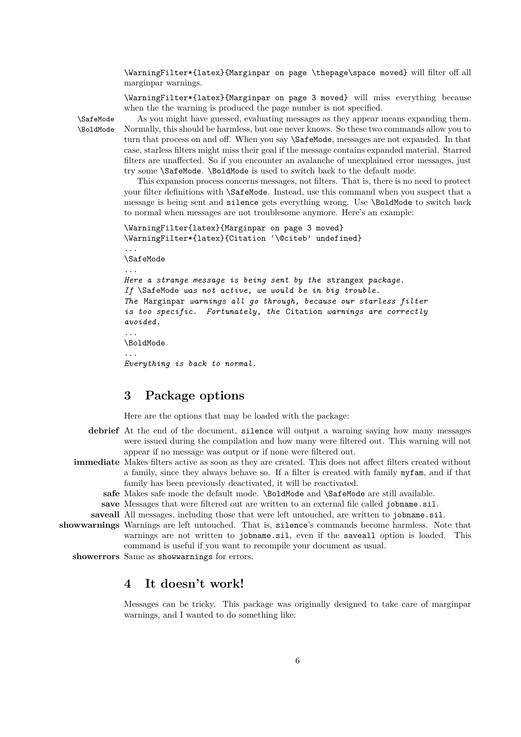`\WarningFilter*{latex}{Marginpar on page \thepage\space moved}` will filter off all marginpar warnings.

`\WarningFilter*{latex}{Marginpar on page 3 moved}` will miss everything because when the the warning is produced the page number is not specified.

`\SafeMode` `\BoldMode` As you might have guessed, evaluating messages as they appear means expanding them. Normally, this should be harmless, but one never knows. So these two commands allow you to turn that process on and off. When you say `\SafeMode`, messages are not expanded. In that case, starless filters might miss their goal if the message contains expanded material. Starred filters are unaffected. So if you encounter an avalanche of unexplained error messages, just try some `\SafeMode`. `\BoldMode` is used to switch back to the default mode.

This expansion process concerns messages, not filters. That is, there is no need to protect your filter definitions with `\SafeMode`. Instead, use this command when you suspect that a message is being sent and `silence` gets everything wrong. Use `\BoldMode` to switch back to normal when messages are not troublesome anymore. Here's an example:

```
\WarningFilter{latex}{Marginpar on page 3 moved}
\WarningFilter*{latex}{Citation '\@citeb' undefined}
...
\SafeMode
...
Here a strange message is being sent by the strangex package.
If \SafeMode was not active, we would be in big trouble.
The Marginpar warnings all go through, because our starless filter
is too specific.  Fortunately, the Citation warnings are correctly
avoided.
...
\BoldMode
...
Everything is back to normal.
```

## 3 Package options

Here are the options that may be loaded with the package:

**debrief** At the end of the document, `silence` will output a warning saying how many messages were issued during the compilation and how many were filtered out. This warning will not appear if no message was output or if none were filtered out.

**immediate** Makes filters active as soon as they are created. This does not affect filters created without a family, since they always behave so. If a filter is created with family `myfam`, and if that family has been previously deactivated, it will be reactivated.

**safe** Makes safe mode the default mode. `\BoldMode` and `\SafeMode` are still available.

**save** Messages that were filtered out are written to an external file called `jobname.sil`.

**saveall** All messages, including those that were left untouched, are written to `jobname.sil`.

**showwarnings** Warnings are left untouched. That is, `silence`'s commands become harmless. Note that warnings are not written to `jobname.sil`, even if the `saveall` option is loaded. This command is useful if you want to recompile your document as usual.

**showerrors** Same as `showwarnings` for errors.

## 4 It doesn't work!

Messages can be tricky. This package was originally designed to take care of marginpar warnings, and I wanted to do something like: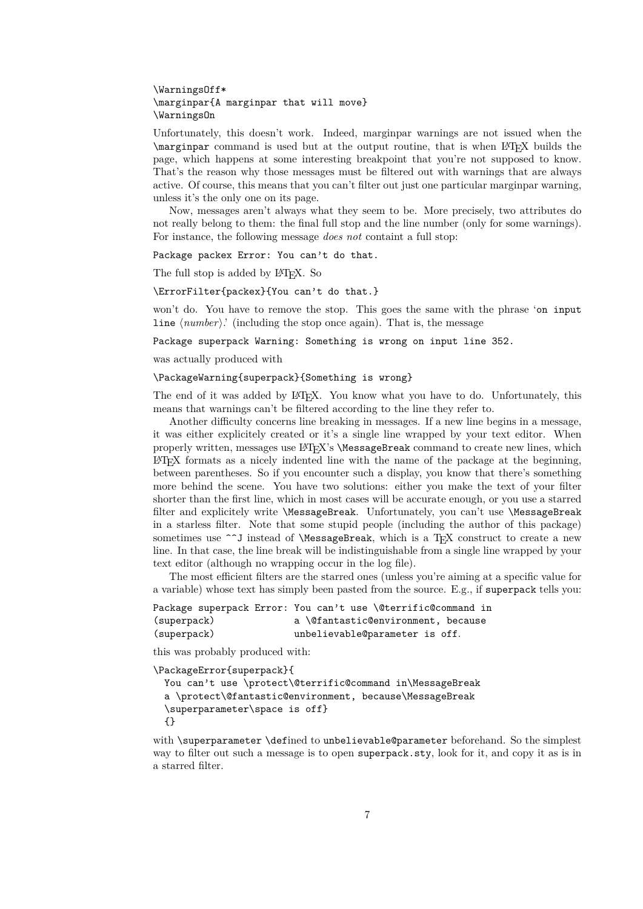```
\WarningsOff*
\marginpar{A marginpar that will move}
\WarningsOn
```

Unfortunately, this doesn't work. Indeed, marginpar warnings are not issued when the `\marginpar` command is used but at the output routine, that is when LaTeX builds the page, which happens at some interesting breakpoint that you're not supposed to know. That's the reason why those messages must be filtered out with warnings that are always active. Of course, this means that you can't filter out just one particular marginpar warning, unless it's the only one on its page.

Now, messages aren't always what they seem to be. More precisely, two attributes do not really belong to them: the final full stop and the line number (only for some warnings). For instance, the following message *does not* containt a full stop:

```
Package packex Error: You can't do that.
```

The full stop is added by LaTeX. So

```
\ErrorFilter{packex}{You can't do that.}
```

won't do. You have to remove the stop. This goes the same with the phrase '`on input line` ⟨*number*⟩.' (including the stop once again). That is, the message

```
Package superpack Warning: Something is wrong on input line 352.
```

was actually produced with

```
\PackageWarning{superpack}{Something is wrong}
```

The end of it was added by LaTeX. You know what you have to do. Unfortunately, this means that warnings can't be filtered according to the line they refer to.

Another difficulty concerns line breaking in messages. If a new line begins in a message, it was either explicitely created or it's a single line wrapped by your text editor. When properly written, messages use LaTeX's `\MessageBreak` command to create new lines, which LaTeX formats as a nicely indented line with the name of the package at the beginning, between parentheses. So if you encounter such a display, you know that there's something more behind the scene. You have two solutions: either you make the text of your filter shorter than the first line, which in most cases will be accurate enough, or you use a starred filter and explicitely write `\MessageBreak`. Unfortunately, you can't use `\MessageBreak` in a starless filter. Note that some stupid people (including the author of this package) sometimes use `^^J` instead of `\MessageBreak`, which is a TeX construct to create a new line. In that case, the line break will be indistinguishable from a single line wrapped by your text editor (although no wrapping occur in the log file).

The most efficient filters are the starred ones (unless you're aiming at a specific value for a variable) whose text has simply been pasted from the source. E.g., if `superpack` tells you:

```
Package superpack Error: You can't use \@terrific@command in
(superpack)              a \@fantastic@environment, because
(superpack)              unbelievable@parameter is off.
```

this was probably produced with:

```
\PackageError{superpack}{
  You can't use \protect\@terrific@command in\MessageBreak
  a \protect\@fantastic@environment, because\MessageBreak
  \superparameter\space is off}
  {}
```

with `\superparameter` `\def`ined to `unbelievable@parameter` beforehand. So the simplest way to filter out such a message is to open `superpack.sty`, look for it, and copy it as is in a starred filter.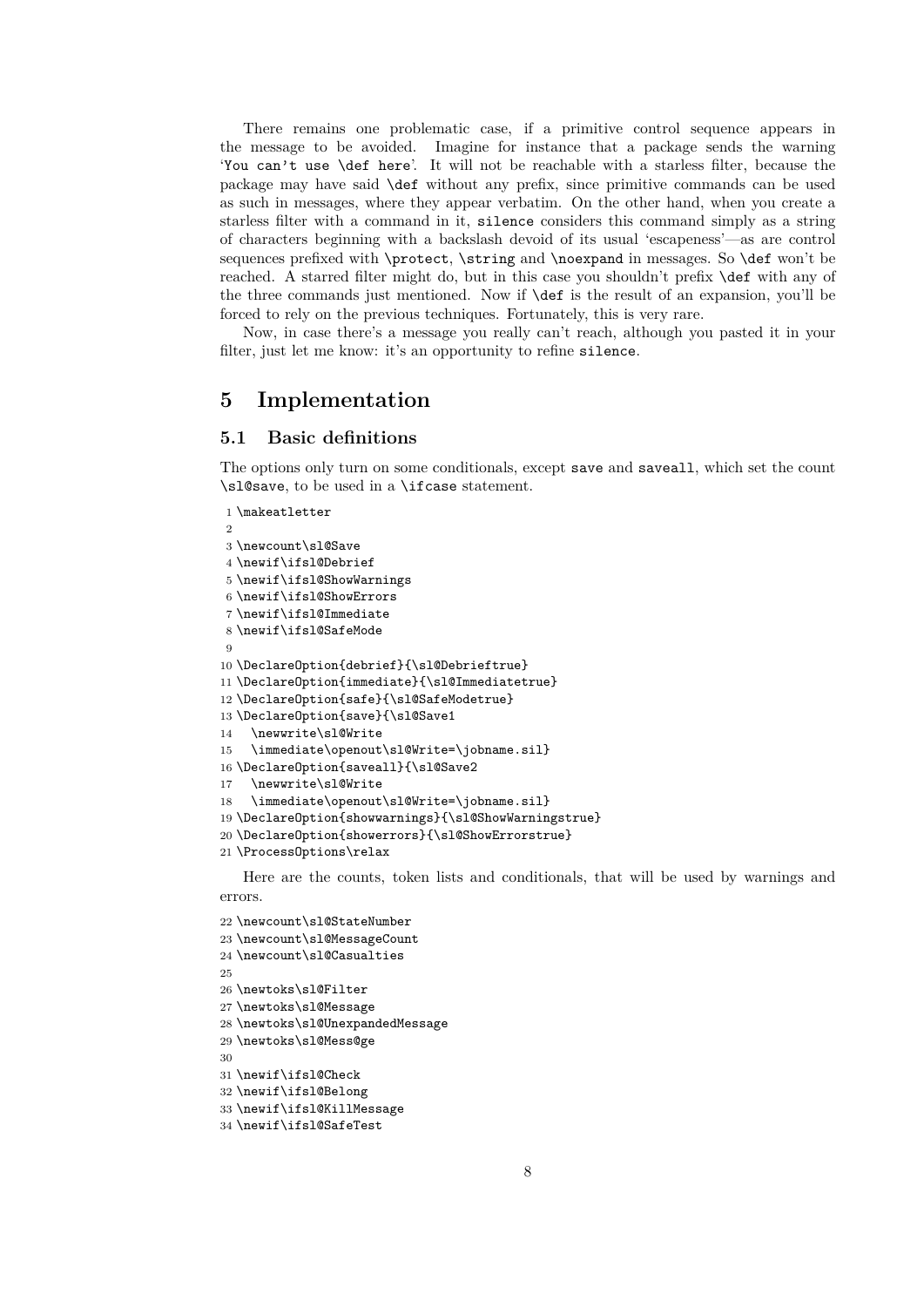There remains one problematic case, if a primitive control sequence appears in the message to be avoided. Imagine for instance that a package sends the warning '`You can't use \def here`'. It will not be reachable with a starless filter, because the package may have said `\def` without any prefix, since primitive commands can be used as such in messages, where they appear verbatim. On the other hand, when you create a starless filter with a command in it, `silence` considers this command simply as a string of characters beginning with a backslash devoid of its usual 'escapeness'—as are control sequences prefixed with `\protect`, `\string` and `\noexpand` in messages. So `\def` won't be reached. A starred filter might do, but in this case you shouldn't prefix `\def` with any of the three commands just mentioned. Now if `\def` is the result of an expansion, you'll be forced to rely on the previous techniques. Fortunately, this is very rare.

Now, in case there's a message you really can't reach, although you pasted it in your filter, just let me know: it's an opportunity to refine `silence`.

# 5 Implementation

## 5.1 Basic definitions

The options only turn on some conditionals, except `save` and `saveall`, which set the count `\sl@save`, to be used in a `\ifcase` statement.

```
1 \makeatletter
2
3 \newcount\sl@Save
4 \newif\ifsl@Debrief
5 \newif\ifsl@ShowWarnings
6 \newif\ifsl@ShowErrors
7 \newif\ifsl@Immediate
8 \newif\ifsl@SafeMode
9
10 \DeclareOption{debrief}{\sl@Debrieftrue}
11 \DeclareOption{immediate}{\sl@Immediatetrue}
12 \DeclareOption{safe}{\sl@SafeModetrue}
13 \DeclareOption{save}{\sl@Save1
14   \newwrite\sl@Write
15   \immediate\openout\sl@Write=\jobname.sil}
16 \DeclareOption{saveall}{\sl@Save2
17   \newwrite\sl@Write
18   \immediate\openout\sl@Write=\jobname.sil}
19 \DeclareOption{showwarnings}{\sl@ShowWarningstrue}
20 \DeclareOption{showerrors}{\sl@ShowErrorstrue}
21 \ProcessOptions\relax
```

Here are the counts, token lists and conditionals, that will be used by warnings and errors.

```
22 \newcount\sl@StateNumber
23 \newcount\sl@MessageCount
24 \newcount\sl@Casualties
25
26 \newtoks\sl@Filter
27 \newtoks\sl@Message
28 \newtoks\sl@UnexpandedMessage
29 \newtoks\sl@Mess@ge
30
31 \newif\ifsl@Check
32 \newif\ifsl@Belong
33 \newif\ifsl@KillMessage
34 \newif\ifsl@SafeTest
```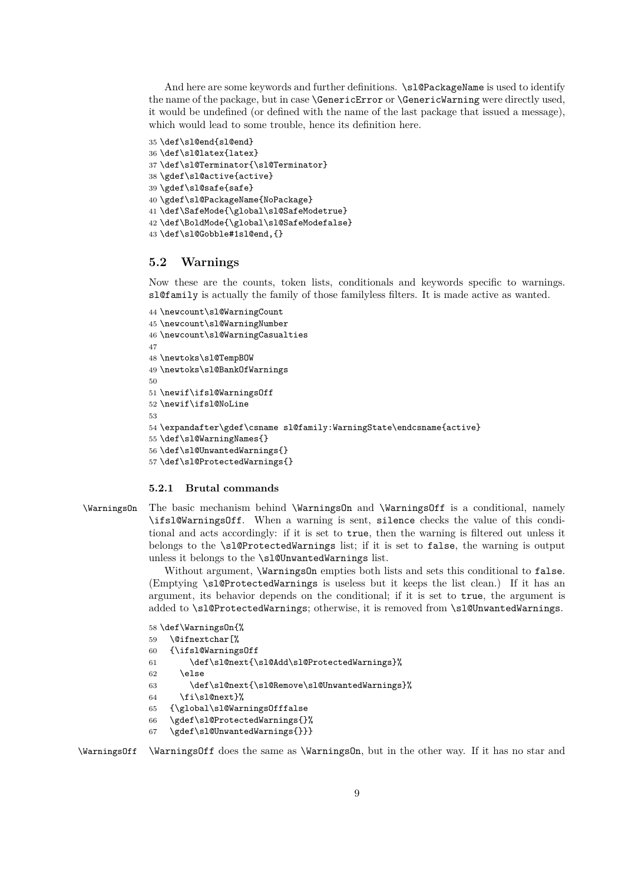And here are some keywords and further definitions. `\sl@PackageName` is used to identify the name of the package, but in case `\GenericError` or `\GenericWarning` were directly used, it would be undefined (or defined with the name of the last package that issued a message), which would lead to some trouble, hence its definition here.

```
35 \def\sl@end{sl@end}
36 \def\sl@latex{latex}
37 \def\sl@Terminator{\sl@Terminator}
38 \gdef\sl@active{active}
39 \gdef\sl@safe{safe}
40 \gdef\sl@PackageName{NoPackage}
41 \def\SafeMode{\global\sl@SafeModetrue}
42 \def\BoldMode{\global\sl@SafeModefalse}
43 \def\sl@Gobble#1sl@end,{}
```

## 5.2 Warnings

Now these are the counts, token lists, conditionals and keywords specific to warnings. `sl@family` is actually the family of those familyless filters. It is made active as wanted.

```
44 \newcount\sl@WarningCount
45 \newcount\sl@WarningNumber
46 \newcount\sl@WarningCasualties
47
48 \newtoks\sl@TempBOW
49 \newtoks\sl@BankOfWarnings
50
51 \newif\ifsl@WarningsOff
52 \newif\ifsl@NoLine
53
54 \expandafter\gdef\csname sl@family:WarningState\endcsname{active}
55 \def\sl@WarningNames{}
56 \def\sl@UnwantedWarnings{}
57 \def\sl@ProtectedWarnings{}
```

### 5.2.1 Brutal commands

`\WarningsOn` The basic mechanism behind `\WarningsOn` and `\WarningsOff` is a conditional, namely `\ifsl@WarningsOff`. When a warning is sent, `silence` checks the value of this conditional and acts accordingly: if it is set to `true`, then the warning is filtered out unless it belongs to the `\sl@ProtectedWarnings` list; if it is set to `false`, the warning is output unless it belongs to the `\sl@UnwantedWarnings` list.

Without argument, `\WarningsOn` empties both lists and sets this conditional to `false`. (Emptying `\sl@ProtectedWarnings` is useless but it keeps the list clean.) If it has an argument, its behavior depends on the conditional; if it is set to `true`, the argument is added to `\sl@ProtectedWarnings`; otherwise, it is removed from `\sl@UnwantedWarnings`.

```
58 \def\WarningsOn{%
59   \@ifnextchar[%
60   {\ifsl@WarningsOff
61       \def\sl@next{\sl@Add\sl@ProtectedWarnings}%
62     \else
63       \def\sl@next{\sl@Remove\sl@UnwantedWarnings}%
64     \fi\sl@next}%
65   {\global\sl@WarningsOfffalse
66   \gdef\sl@ProtectedWarnings{}%
67   \gdef\sl@UnwantedWarnings{}}}
```

`\WarningsOff` `\WarningsOff` does the same as `\WarningsOn`, but in the other way. If it has no star and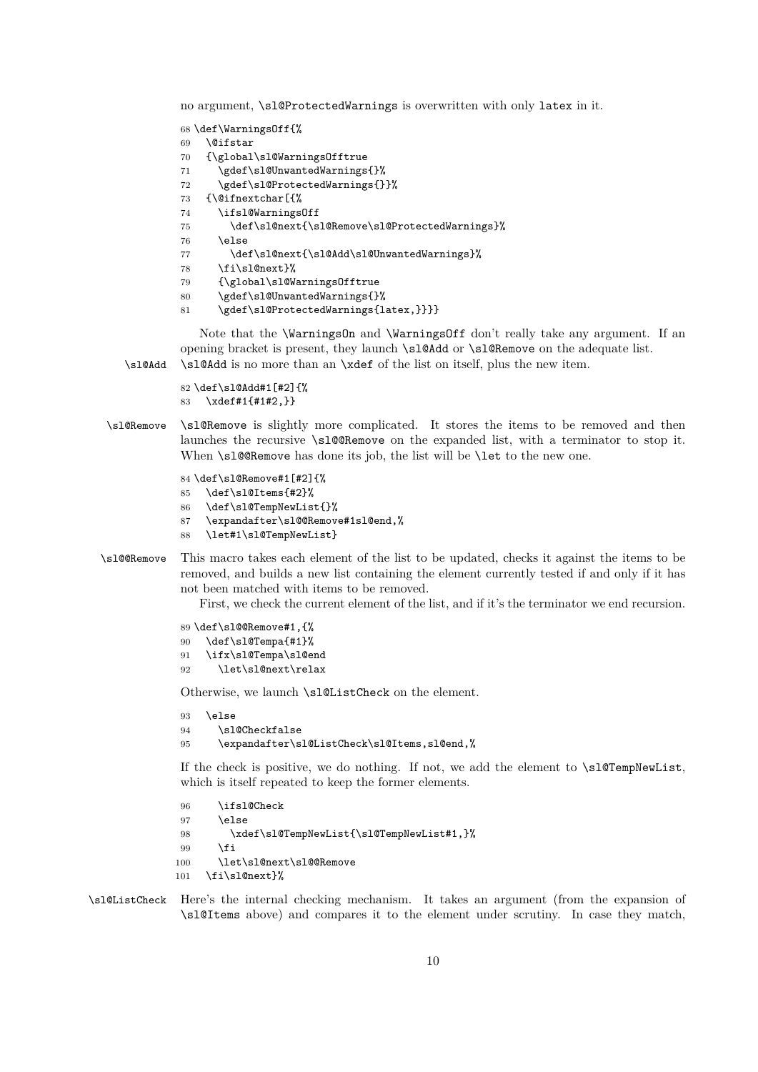no argument, `\sl@ProtectedWarnings` is overwritten with only `latex` in it.

```
68 \def\WarningsOff{%
69   \@ifstar
70   {\global\sl@WarningsOfftrue
71     \gdef\sl@UnwantedWarnings{}%
72     \gdef\sl@ProtectedWarnings{}}%
73   {\@ifnextchar[{%
74     \ifsl@WarningsOff
75       \def\sl@next{\sl@Remove\sl@ProtectedWarnings}%
76     \else
77       \def\sl@next{\sl@Add\sl@UnwantedWarnings}%
78     \fi\sl@next}%
79     {\global\sl@WarningsOfftrue
80     \gdef\sl@UnwantedWarnings{}%
81     \gdef\sl@ProtectedWarnings{latex,}}}}
```

Note that the `\WarningsOn` and `\WarningsOff` don't really take any argument. If an opening bracket is present, they launch `\sl@Add` or `\sl@Remove` on the adequate list.

`\sl@Add` — `\sl@Add` is no more than an `\xdef` of the list on itself, plus the new item.

```
82 \def\sl@Add#1[#2]{%
83   \xdef#1{#1#2,}}
```

`\sl@Remove` — `\sl@Remove` is slightly more complicated. It stores the items to be removed and then launches the recursive `\sl@@Remove` on the expanded list, with a terminator to stop it. When `\sl@@Remove` has done its job, the list will be `\let` to the new one.

```
84 \def\sl@Remove#1[#2]{%
85   \def\sl@Items{#2}%
86   \def\sl@TempNewList{}%
87   \expandafter\sl@@Remove#1sl@end,%
88   \let#1\sl@TempNewList}
```

`\sl@@Remove` — This macro takes each element of the list to be updated, checks it against the items to be removed, and builds a new list containing the element currently tested if and only if it has not been matched with items to be removed.

First, we check the current element of the list, and if it's the terminator we end recursion.

```
89 \def\sl@@Remove#1,{%
90   \def\sl@Tempa{#1}%
91   \ifx\sl@Tempa\sl@end
92     \let\sl@next\relax
```

Otherwise, we launch `\sl@ListCheck` on the element.

```
93   \else
94     \sl@Checkfalse
95     \expandafter\sl@ListCheck\sl@Items,sl@end,%
```

If the check is positive, we do nothing. If not, we add the element to `\sl@TempNewList`, which is itself repeated to keep the former elements.

```
96     \ifsl@Check
97     \else
98       \xdef\sl@TempNewList{\sl@TempNewList#1,}%
99     \fi
100    \let\sl@next\sl@@Remove
101  \fi\sl@next}%
```

`\sl@ListCheck` — Here's the internal checking mechanism. It takes an argument (from the expansion of `\sl@Items` above) and compares it to the element under scrutiny. In case they match,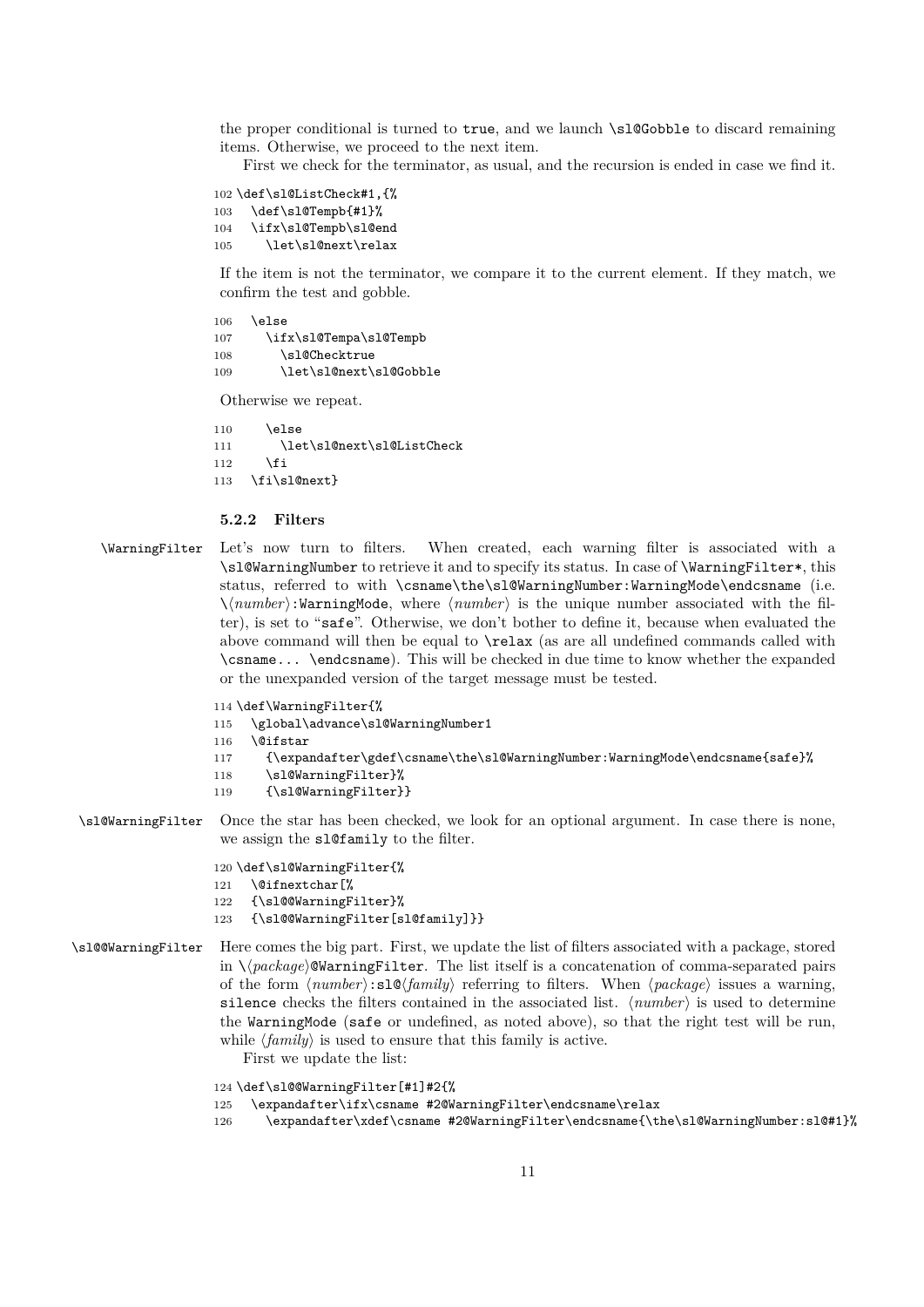the proper conditional is turned to `true`, and we launch `\sl@Gobble` to discard remaining items. Otherwise, we proceed to the next item.

First we check for the terminator, as usual, and the recursion is ended in case we find it.

```
102 \def\sl@ListCheck#1,{%
103   \def\sl@Tempb{#1}%
104   \ifx\sl@Tempb\sl@end
105     \let\sl@next\relax
```

If the item is not the terminator, we compare it to the current element. If they match, we confirm the test and gobble.

```
106   \else
107     \ifx\sl@Tempa\sl@Tempb
108       \sl@Checktrue
109       \let\sl@next\sl@Gobble
```

Otherwise we repeat.

```
110     \else
111       \let\sl@next\sl@ListCheck
112     \fi
113   \fi\sl@next}
```

### 5.2.2 Filters

`\WarningFilter` Let's now turn to filters. When created, each warning filter is associated with a `\sl@WarningNumber` to retrieve it and to specify its status. In case of `\WarningFilter*`, this status, referred to with `\csname\the\sl@WarningNumber:WarningMode\endcsname` (i.e. `\`⟨*number*⟩`:WarningMode`, where ⟨*number*⟩ is the unique number associated with the filter), is set to "`safe`". Otherwise, we don't bother to define it, because when evaluated the above command will then be equal to `\relax` (as are all undefined commands called with `\csname... \endcsname`). This will be checked in due time to know whether the expanded or the unexpanded version of the target message must be tested.

```
114 \def\WarningFilter{%
115   \global\advance\sl@WarningNumber1
116   \@ifstar
117     {\expandafter\gdef\csname\the\sl@WarningNumber:WarningMode\endcsname{safe}%
118     \sl@WarningFilter}%
119     {\sl@WarningFilter}}
```

`\sl@WarningFilter` Once the star has been checked, we look for an optional argument. In case there is none, we assign the `sl@family` to the filter.

```
120 \def\sl@WarningFilter{%
121   \@ifnextchar[%
122   {\sl@@WarningFilter}%
123   {\sl@@WarningFilter[sl@family]}}
```

`\sl@@WarningFilter` Here comes the big part. First, we update the list of filters associated with a package, stored in `\`⟨*package*⟩`@WarningFilter`. The list itself is a concatenation of comma-separated pairs of the form ⟨*number*⟩`:sl@`⟨*family*⟩ referring to filters. When ⟨*package*⟩ issues a warning, `silence` checks the filters contained in the associated list. ⟨*number*⟩ is used to determine the `WarningMode` (`safe` or undefined, as noted above), so that the right test will be run, while ⟨*family*⟩ is used to ensure that this family is active.

First we update the list:

```
124 \def\sl@@WarningFilter[#1]#2{%
125   \expandafter\ifx\csname #2@WarningFilter\endcsname\relax
126     \expandafter\xdef\csname #2@WarningFilter\endcsname{\the\sl@WarningNumber:sl@#1}%
```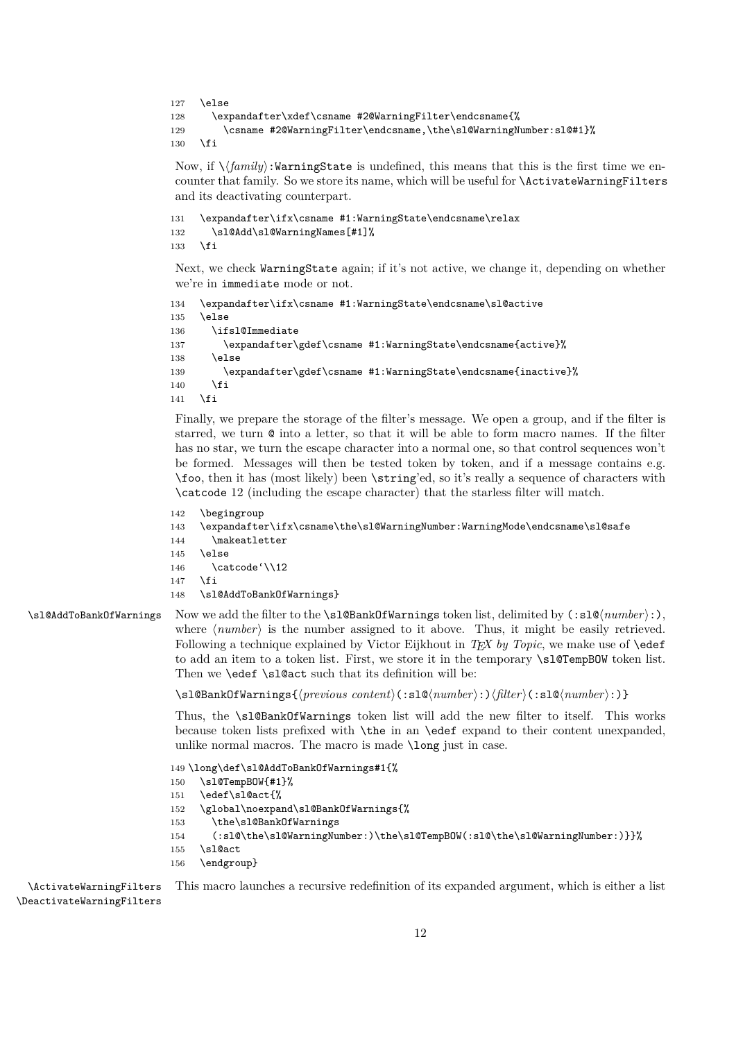```
127   \else
128     \expandafter\xdef\csname #2@WarningFilter\endcsname{%
129       \csname #2@WarningFilter\endcsname,\the\sl@WarningNumber:sl@#1}%
130   \fi
```

Now, if \⟨*family*⟩:WarningState is undefined, this means that this is the first time we encounter that family. So we store its name, which will be useful for \ActivateWarningFilters and its deactivating counterpart.

```
131   \expandafter\ifx\csname #1:WarningState\endcsname\relax
132     \sl@Add\sl@WarningNames[#1]%
133   \fi
```

Next, we check WarningState again; if it's not active, we change it, depending on whether we're in immediate mode or not.

```
134   \expandafter\ifx\csname #1:WarningState\endcsname\sl@active
135   \else
136     \ifsl@Immediate
137       \expandafter\gdef\csname #1:WarningState\endcsname{active}%
138     \else
139       \expandafter\gdef\csname #1:WarningState\endcsname{inactive}%
140     \fi
141   \fi
```

Finally, we prepare the storage of the filter's message. We open a group, and if the filter is starred, we turn @ into a letter, so that it will be able to form macro names. If the filter has no star, we turn the escape character into a normal one, so that control sequences won't be formed. Messages will then be tested token by token, and if a message contains e.g. \foo, then it has (most likely) been \string'ed, so it's really a sequence of characters with \catcode 12 (including the escape character) that the starless filter will match.

```
142   \begingroup
143   \expandafter\ifx\csname\the\sl@WarningNumber:WarningMode\endcsname\sl@safe
144     \makeatletter
145   \else
146     \catcode`\\12
147   \fi
148   \sl@AddToBankOfWarnings}
```

\sl@AddToBankOfWarnings

Now we add the filter to the \sl@BankOfWarnings token list, delimited by (:sl@⟨*number*⟩:), where ⟨*number*⟩ is the number assigned to it above. Thus, it might be easily retrieved. Following a technique explained by Victor Eijkhout in *TEX by Topic*, we make use of \edef to add an item to a token list. First, we store it in the temporary \sl@TempBOW token list. Then we \edef \sl@act such that its definition will be:

\sl@BankOfWarnings{⟨*previous content*⟩(:sl@⟨*number*⟩:)⟨*filter*⟩(:sl@⟨*number*⟩:)}

Thus, the \sl@BankOfWarnings token list will add the new filter to itself. This works because token lists prefixed with \the in an \edef expand to their content unexpanded, unlike normal macros. The macro is made \long just in case.

```
149 \long\def\sl@AddToBankOfWarnings#1{%
150   \sl@TempBOW{#1}%
151   \edef\sl@act{%
152   \global\noexpand\sl@BankOfWarnings{%
153     \the\sl@BankOfWarnings
154     (:sl@\the\sl@WarningNumber:)\the\sl@TempBOW(:sl@\the\sl@WarningNumber:)}}%
155   \sl@act
156   \endgroup}
```

\ActivateWarningFilters
\DeactivateWarningFilters

This macro launches a recursive redefinition of its expanded argument, which is either a list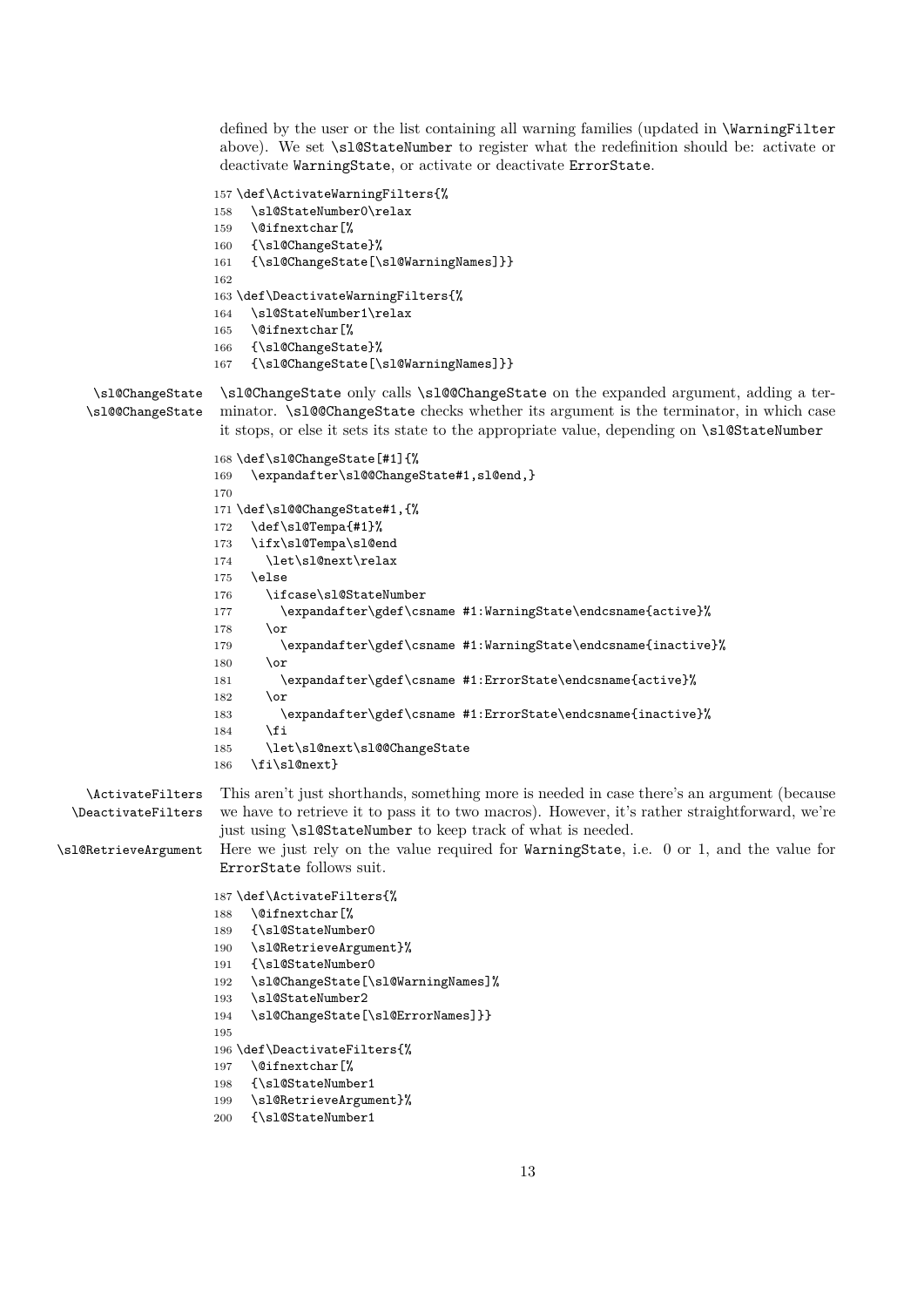defined by the user or the list containing all warning families (updated in \WarningFilter above). We set \sl@StateNumber to register what the redefinition should be: activate or deactivate WarningState, or activate or deactivate ErrorState.

```
157 \def\ActivateWarningFilters{%
158   \sl@StateNumber0\relax
159   \@ifnextchar[%
160   {\sl@ChangeState}%
161   {\sl@ChangeState[\sl@WarningNames]}}
162
163 \def\DeactivateWarningFilters{%
164   \sl@StateNumber1\relax
165   \@ifnextchar[%
166   {\sl@ChangeState}%
167   {\sl@ChangeState[\sl@WarningNames]}}
```

\sl@ChangeState \sl@@ChangeState

\sl@ChangeState only calls \sl@@ChangeState on the expanded argument, adding a terminator. \sl@@ChangeState checks whether its argument is the terminator, in which case it stops, or else it sets its state to the appropriate value, depending on \sl@StateNumber

```
168 \def\sl@ChangeState[#1]{%
169   \expandafter\sl@@ChangeState#1,sl@end,}
170
171 \def\sl@@ChangeState#1,{%
172   \def\sl@Tempa{#1}%
173   \ifx\sl@Tempa\sl@end
174     \let\sl@next\relax
175   \else
176     \ifcase\sl@StateNumber
177       \expandafter\gdef\csname #1:WarningState\endcsname{active}%
178     \or
179       \expandafter\gdef\csname #1:WarningState\endcsname{inactive}%
180     \or
181       \expandafter\gdef\csname #1:ErrorState\endcsname{active}%
182     \or
183       \expandafter\gdef\csname #1:ErrorState\endcsname{inactive}%
184     \fi
185     \let\sl@next\sl@@ChangeState
186   \fi\sl@next}
```

\ActivateFilters \DeactivateFilters

This aren't just shorthands, something more is needed in case there's an argument (because we have to retrieve it to pass it to two macros). However, it's rather straightforward, we're just using \sl@StateNumber to keep track of what is needed.

\sl@RetrieveArgument

Here we just rely on the value required for WarningState, i.e. 0 or 1, and the value for ErrorState follows suit.

```
187 \def\ActivateFilters{%
188   \@ifnextchar[%
189   {\sl@StateNumber0
190   \sl@RetrieveArgument}%
191   {\sl@StateNumber0
192   \sl@ChangeState[\sl@WarningNames]%
193   \sl@StateNumber2
194   \sl@ChangeState[\sl@ErrorNames]}}
195
196 \def\DeactivateFilters{%
197   \@ifnextchar[%
198   {\sl@StateNumber1
199   \sl@RetrieveArgument}%
200   {\sl@StateNumber1
```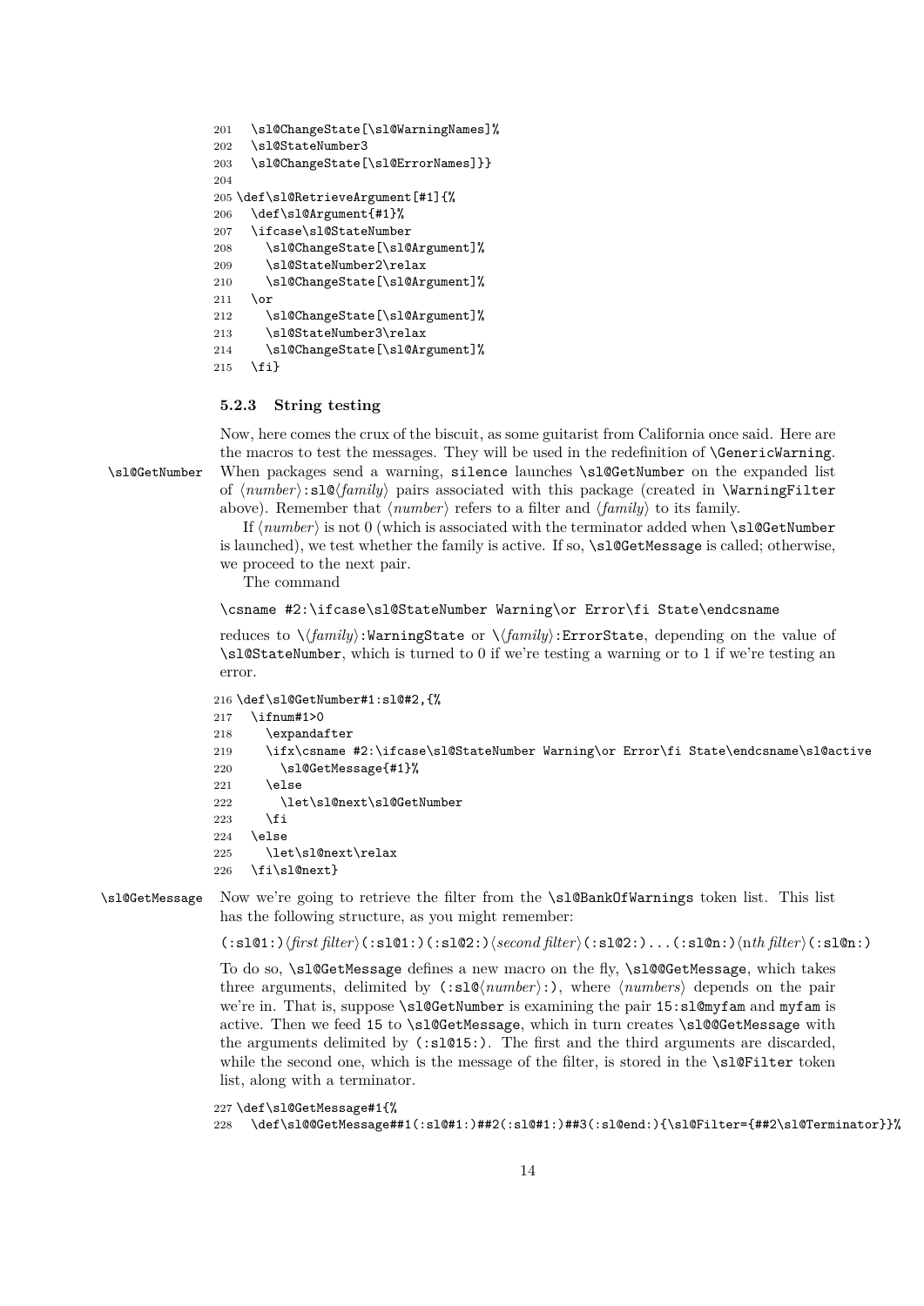```
201   \sl@ChangeState[\sl@WarningNames]%
202   \sl@StateNumber3
203   \sl@ChangeState[\sl@ErrorNames]}}
204
205 \def\sl@RetrieveArgument[#1]{%
206   \def\sl@Argument{#1}%
207   \ifcase\sl@StateNumber
208     \sl@ChangeState[\sl@Argument]%
209     \sl@StateNumber2\relax
210     \sl@ChangeState[\sl@Argument]%
211   \or
212     \sl@ChangeState[\sl@Argument]%
213     \sl@StateNumber3\relax
214     \sl@ChangeState[\sl@Argument]%
215   \fi}
```

### 5.2.3 String testing

Now, here comes the crux of the biscuit, as some guitarist from California once said. Here are the macros to test the messages. They will be used in the redefinition of `\GenericWarning`.

`\sl@GetNumber` When packages send a warning, `silence` launches `\sl@GetNumber` on the expanded list of ⟨*number*⟩`:sl@`⟨*family*⟩ pairs associated with this package (created in `\WarningFilter` above). Remember that ⟨*number*⟩ refers to a filter and ⟨*family*⟩ to its family.

If ⟨*number*⟩ is not 0 (which is associated with the terminator added when `\sl@GetNumber` is launched), we test whether the family is active. If so, `\sl@GetMessage` is called; otherwise, we proceed to the next pair.

The command

`\csname #2:\ifcase\sl@StateNumber Warning\or Error\fi State\endcsname`

reduces to `\`⟨*family*⟩`:WarningState` or `\`⟨*family*⟩`:ErrorState`, depending on the value of `\sl@StateNumber`, which is turned to 0 if we're testing a warning or to 1 if we're testing an error.

```
216 \def\sl@GetNumber#1:sl@#2,{%
217   \ifnum#1>0
218     \expandafter
219     \ifx\csname #2:\ifcase\sl@StateNumber Warning\or Error\fi State\endcsname\sl@active
220       \sl@GetMessage{#1}%
221     \else
222       \let\sl@next\sl@GetNumber
223     \fi
224   \else
225     \let\sl@next\relax
226   \fi\sl@next}
```

`\sl@GetMessage` Now we're going to retrieve the filter from the `\sl@BankOfWarnings` token list. This list has the following structure, as you might remember:

`(:sl@1:)`⟨*first filter*⟩`(:sl@1:)(:sl@2:)`⟨*second filter*⟩`(:sl@2:)...(:sl@n:)`⟨n*th filter*⟩`(:sl@n:)`

To do so, `\sl@GetMessage` defines a new macro on the fly, `\sl@@GetMessage`, which takes three arguments, delimited by `(:sl@`⟨*number*⟩`:)`, where ⟨*numbers*⟩ depends on the pair we're in. That is, suppose `\sl@GetNumber` is examining the pair `15:sl@myfam` and `myfam` is active. Then we feed `15` to `\sl@GetMessage`, which in turn creates `\sl@@GetMessage` with the arguments delimited by `(:sl@15:)`. The first and the third arguments are discarded, while the second one, which is the message of the filter, is stored in the `\sl@Filter` token list, along with a terminator.

```
227 \def\sl@GetMessage#1{%
228   \def\sl@@GetMessage##1(:sl@#1:)##2(:sl@#1:)##3(:sl@end:){\sl@Filter={##2\sl@Terminator}}%
```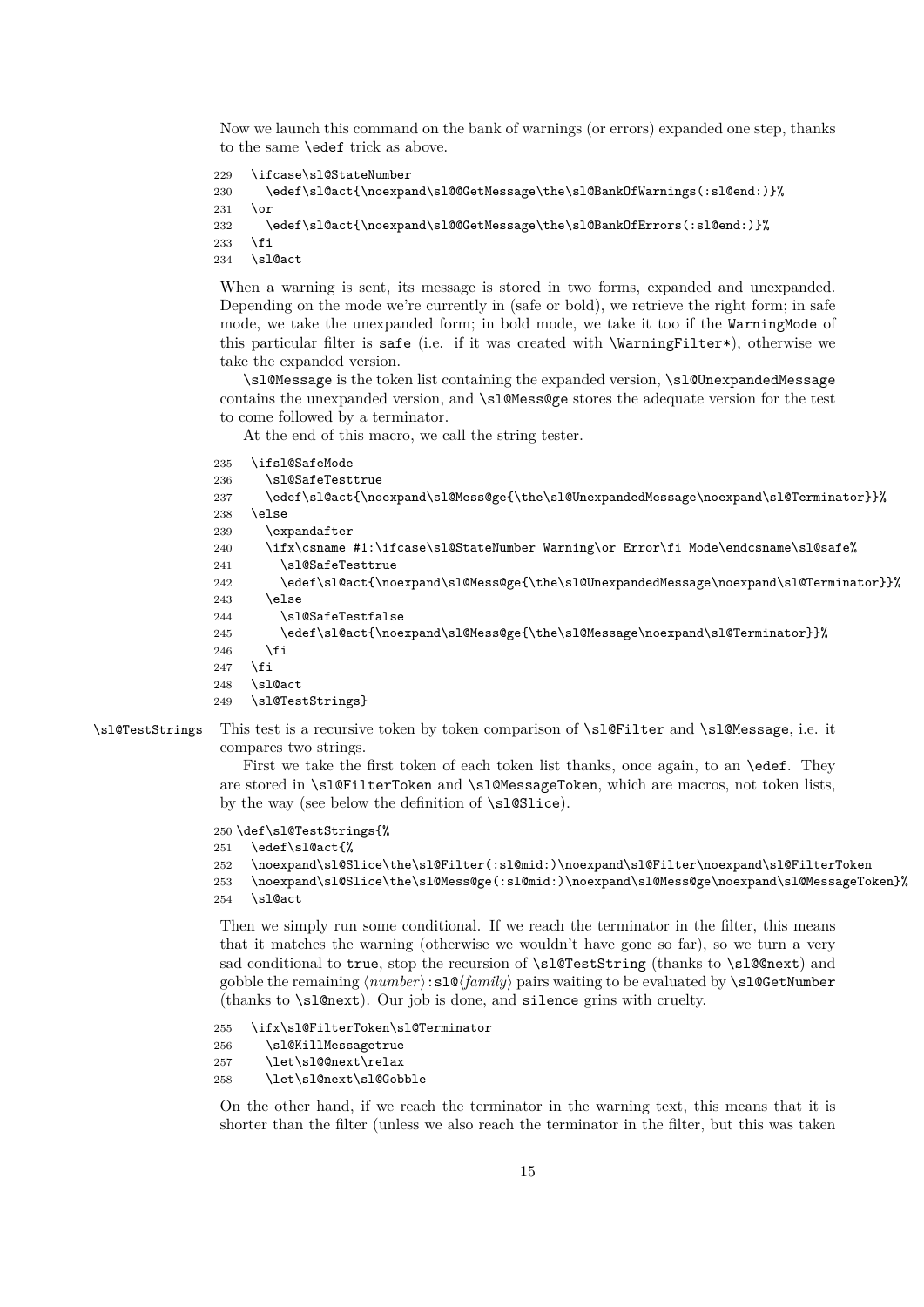Now we launch this command on the bank of warnings (or errors) expanded one step, thanks to the same \edef trick as above.

```
229   \ifcase\sl@StateNumber
230     \edef\sl@act{\noexpand\sl@@GetMessage\the\sl@BankOfWarnings(:sl@end:)}%
231   \or
232     \edef\sl@act{\noexpand\sl@@GetMessage\the\sl@BankOfErrors(:sl@end:)}%
233   \fi
234   \sl@act
```

When a warning is sent, its message is stored in two forms, expanded and unexpanded. Depending on the mode we're currently in (safe or bold), we retrieve the right form; in safe mode, we take the unexpanded form; in bold mode, we take it too if the `WarningMode` of this particular filter is `safe` (i.e. if it was created with `\WarningFilter*`), otherwise we take the expanded version.

`\sl@Message` is the token list containing the expanded version, `\sl@UnexpandedMessage` contains the unexpanded version, and `\sl@Mess@ge` stores the adequate version for the test to come followed by a terminator.

At the end of this macro, we call the string tester.

```
235   \ifsl@SafeMode
236     \sl@SafeTesttrue
237     \edef\sl@act{\noexpand\sl@Mess@ge{\the\sl@UnexpandedMessage\noexpand\sl@Terminator}}%
238   \else
239     \expandafter
240     \ifx\csname #1:\ifcase\sl@StateNumber Warning\or Error\fi Mode\endcsname\sl@safe%
241       \sl@SafeTesttrue
242       \edef\sl@act{\noexpand\sl@Mess@ge{\the\sl@UnexpandedMessage\noexpand\sl@Terminator}}%
243     \else
244       \sl@SafeTestfalse
245       \edef\sl@act{\noexpand\sl@Mess@ge{\the\sl@Message\noexpand\sl@Terminator}}%
246     \fi
247   \fi
248   \sl@act
249   \sl@TestStrings}
```

`\sl@TestStrings` This test is a recursive token by token comparison of `\sl@Filter` and `\sl@Message`, i.e. it compares two strings.

First we take the first token of each token list thanks, once again, to an `\edef`. They are stored in `\sl@FilterToken` and `\sl@MessageToken`, which are macros, not token lists, by the way (see below the definition of `\sl@Slice`).

```
250 \def\sl@TestStrings{%
251   \edef\sl@act{%
252   \noexpand\sl@Slice\the\sl@Filter(:sl@mid:)\noexpand\sl@Filter\noexpand\sl@FilterToken
253   \noexpand\sl@Slice\the\sl@Mess@ge(:sl@mid:)\noexpand\sl@Mess@ge\noexpand\sl@MessageToken}%
254   \sl@act
```

Then we simply run some conditional. If we reach the terminator in the filter, this means that it matches the warning (otherwise we wouldn't have gone so far), so we turn a very sad conditional to `true`, stop the recursion of `\sl@TestString` (thanks to `\sl@@next`) and gobble the remaining ⟨*number*⟩`:sl@`⟨*family*⟩ pairs waiting to be evaluated by `\sl@GetNumber` (thanks to `\sl@next`). Our job is done, and `silence` grins with cruelty.

```
255   \ifx\sl@FilterToken\sl@Terminator
256     \sl@KillMessagetrue
257     \let\sl@@next\relax
258     \let\sl@next\sl@Gobble
```

On the other hand, if we reach the terminator in the warning text, this means that it is shorter than the filter (unless we also reach the terminator in the filter, but this was taken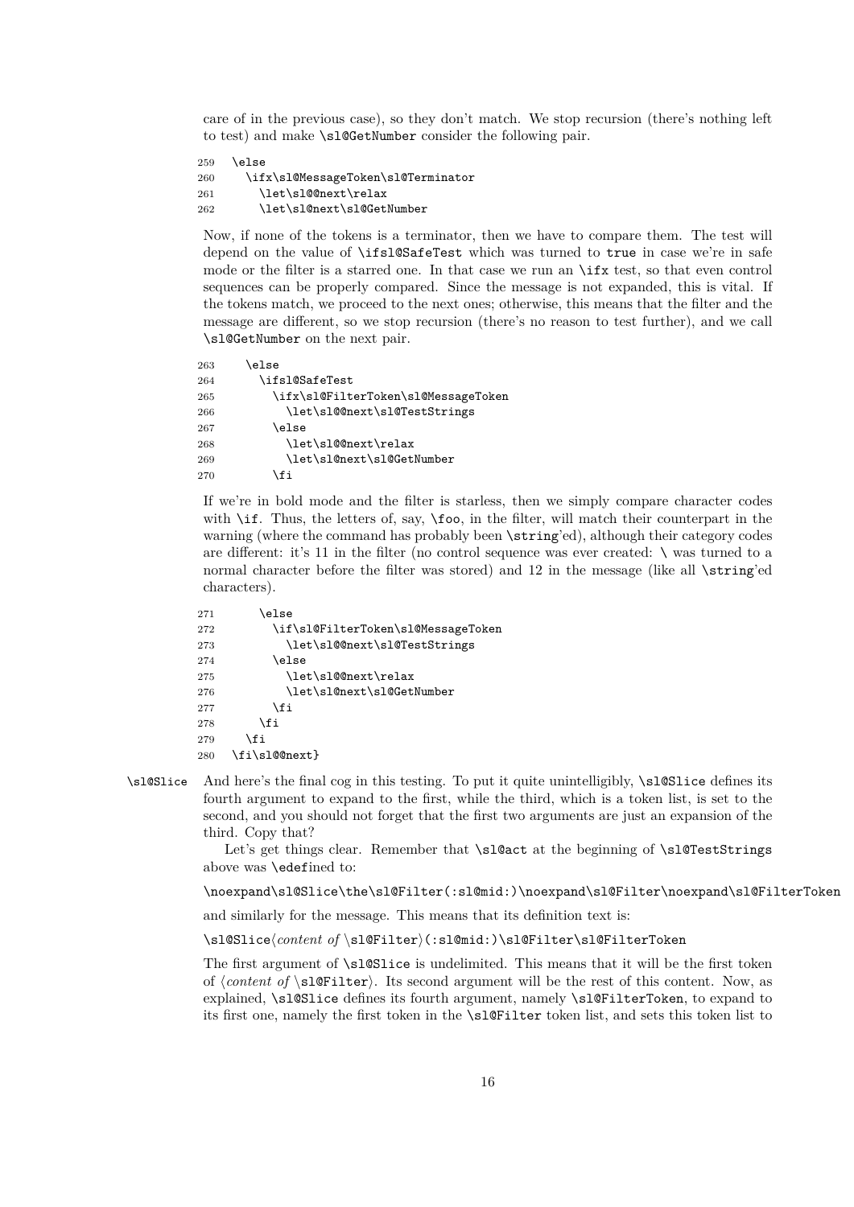care of in the previous case), so they don't match. We stop recursion (there's nothing left to test) and make `\sl@GetNumber` consider the following pair.

```
259   \else
260     \ifx\sl@MessageToken\sl@Terminator
261       \let\sl@@next\relax
262       \let\sl@next\sl@GetNumber
```

Now, if none of the tokens is a terminator, then we have to compare them. The test will depend on the value of `\ifsl@SafeTest` which was turned to `true` in case we're in safe mode or the filter is a starred one. In that case we run an `\ifx` test, so that even control sequences can be properly compared. Since the message is not expanded, this is vital. If the tokens match, we proceed to the next ones; otherwise, this means that the filter and the message are different, so we stop recursion (there's no reason to test further), and we call `\sl@GetNumber` on the next pair.

```
263     \else
264       \ifsl@SafeTest
265         \ifx\sl@FilterToken\sl@MessageToken
266           \let\sl@@next\sl@TestStrings
267         \else
268           \let\sl@@next\relax
269           \let\sl@next\sl@GetNumber
270         \fi
```

If we're in bold mode and the filter is starless, then we simply compare character codes with `\if`. Thus, the letters of, say, `\foo`, in the filter, will match their counterpart in the warning (where the command has probably been `\string`'ed), although their category codes are different: it's 11 in the filter (no control sequence was ever created: `\` was turned to a normal character before the filter was stored) and 12 in the message (like all `\string`'ed characters).

```
271       \else
272         \if\sl@FilterToken\sl@MessageToken
273           \let\sl@@next\sl@TestStrings
274         \else
275           \let\sl@@next\relax
276           \let\sl@next\sl@GetNumber
277         \fi
278       \fi
279     \fi
280   \fi\sl@@next}
```

`\sl@Slice` And here's the final cog in this testing. To put it quite unintelligibly, `\sl@Slice` defines its fourth argument to expand to the first, while the third, which is a token list, is set to the second, and you should not forget that the first two arguments are just an expansion of the third. Copy that?

Let's get things clear. Remember that `\sl@act` at the beginning of `\sl@TestStrings` above was `\edef`ined to:

`\noexpand\sl@Slice\the\sl@Filter(:sl@mid:)\noexpand\sl@Filter\noexpand\sl@FilterToken`

and similarly for the message. This means that its definition text is:

`\sl@Slice`⟨*content of* `\sl@Filter`⟩`(:sl@mid:)\sl@Filter\sl@FilterToken`

The first argument of `\sl@Slice` is undelimited. This means that it will be the first token of ⟨*content of* `\sl@Filter`⟩. Its second argument will be the rest of this content. Now, as explained, `\sl@Slice` defines its fourth argument, namely `\sl@FilterToken`, to expand to its first one, namely the first token in the `\sl@Filter` token list, and sets this token list to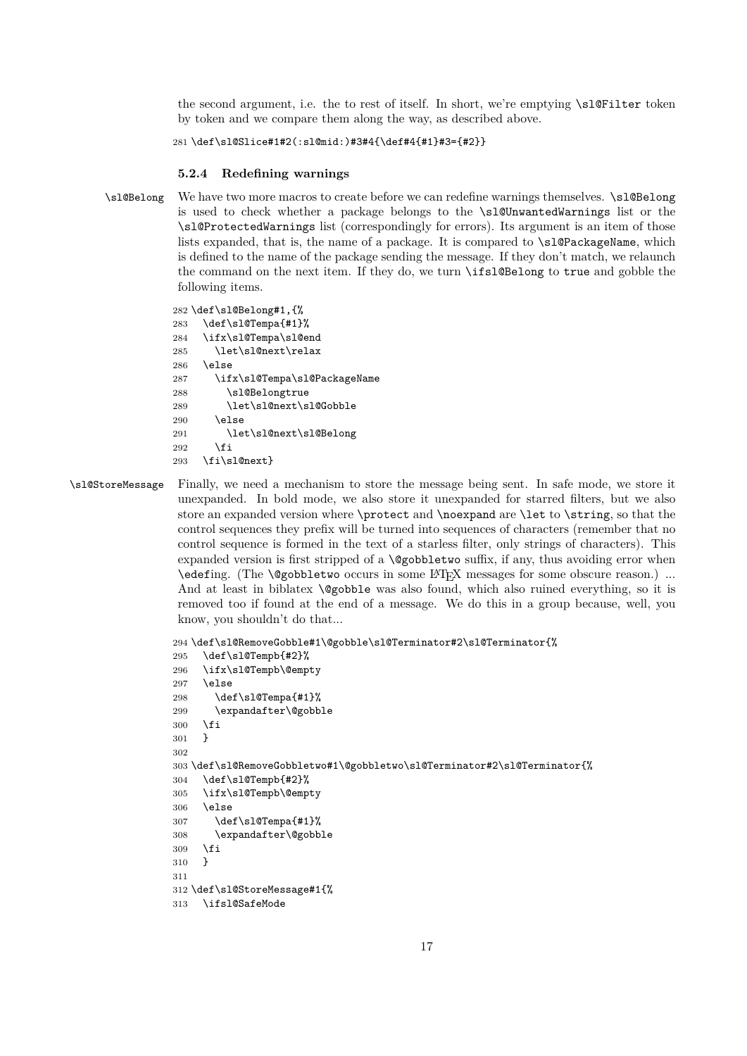the second argument, i.e. the to rest of itself. In short, we're emptying `\sl@Filter` token by token and we compare them along the way, as described above.

```
281 \def\sl@Slice#1#2(:sl@mid:)#3#4{\def#4{#1}#3={#2}}
```

#### 5.2.4 Redefining warnings

`\sl@Belong` We have two more macros to create before we can redefine warnings themselves. `\sl@Belong` is used to check whether a package belongs to the `\sl@UnwantedWarnings` list or the `\sl@ProtectedWarnings` list (correspondingly for errors). Its argument is an item of those lists expanded, that is, the name of a package. It is compared to `\sl@PackageName`, which is defined to the name of the package sending the message. If they don't match, we relaunch the command on the next item. If they do, we turn `\ifsl@Belong` to `true` and gobble the following items.

```
282 \def\sl@Belong#1,{%
283   \def\sl@Tempa{#1}%
284   \ifx\sl@Tempa\sl@end
285     \let\sl@next\relax
286   \else
287     \ifx\sl@Tempa\sl@PackageName
288       \sl@Belongtrue
289       \let\sl@next\sl@Gobble
290     \else
291       \let\sl@next\sl@Belong
292     \fi
293   \fi\sl@next}
```

`\sl@StoreMessage` Finally, we need a mechanism to store the message being sent. In safe mode, we store it unexpanded. In bold mode, we also store it unexpanded for starred filters, but we also store an expanded version where `\protect` and `\noexpand` are `\let` to `\string`, so that the control sequences they prefix will be turned into sequences of characters (remember that no control sequence is formed in the text of a starless filter, only strings of characters). This expanded version is first stripped of a `\@gobbletwo` suffix, if any, thus avoiding error when `\edef`ing. (The `\@gobbletwo` occurs in some LaTeX messages for some obscure reason.) ... And at least in biblatex `\@gobble` was also found, which also ruined everything, so it is removed too if found at the end of a message. We do this in a group because, well, you know, you shouldn't do that...

```
294 \def\sl@RemoveGobble#1\@gobble\sl@Terminator#2\sl@Terminator{%
295   \def\sl@Tempb{#2}%
296   \ifx\sl@Tempb\@empty
297   \else
298     \def\sl@Tempa{#1}%
299     \expandafter\@gobble
300   \fi
301   }
302
303 \def\sl@RemoveGobbletwo#1\@gobbletwo\sl@Terminator#2\sl@Terminator{%
304   \def\sl@Tempb{#2}%
305   \ifx\sl@Tempb\@empty
306   \else
307     \def\sl@Tempa{#1}%
308     \expandafter\@gobble
309   \fi
310   }
311
312 \def\sl@StoreMessage#1{%
313   \ifsl@SafeMode
```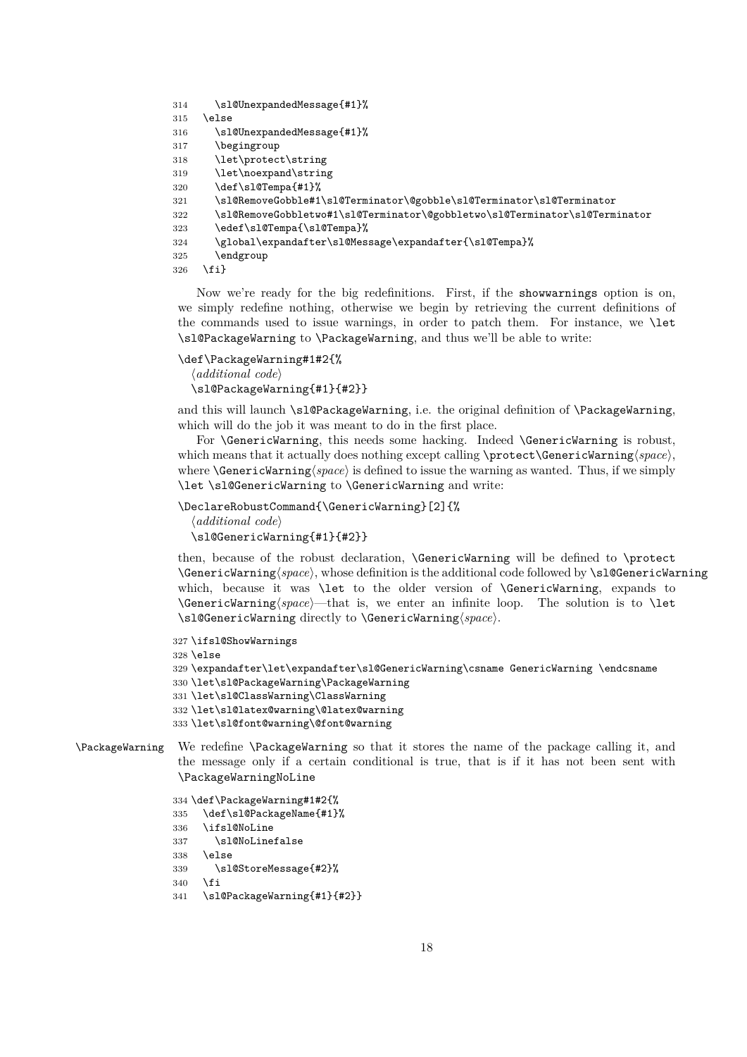```
314     \sl@UnexpandedMessage{#1}%
315   \else
316     \sl@UnexpandedMessage{#1}%
317     \begingroup
318     \let\protect\string
319     \let\noexpand\string
320     \def\sl@Tempa{#1}%
321     \sl@RemoveGobble#1\sl@Terminator\@gobble\sl@Terminator\sl@Terminator
322     \sl@RemoveGobbletwo#1\sl@Terminator\@gobbletwo\sl@Terminator\sl@Terminator
323     \edef\sl@Tempa{\sl@Tempa}%
324     \global\expandafter\sl@Message\expandafter{\sl@Tempa}%
325     \endgroup
326   \fi}
```

Now we're ready for the big redefinitions. First, if the `showwarnings` option is on, we simply redefine nothing, otherwise we begin by retrieving the current definitions of the commands used to issue warnings, in order to patch them. For instance, we `\let` `\sl@PackageWarning` to `\PackageWarning`, and thus we'll be able to write:

```
\def\PackageWarning#1#2{%
  ⟨additional code⟩
  \sl@PackageWarning{#1}{#2}}
```

and this will launch `\sl@PackageWarning`, i.e. the original definition of `\PackageWarning`, which will do the job it was meant to do in the first place.

For `\GenericWarning`, this needs some hacking. Indeed `\GenericWarning` is robust, which means that it actually does nothing except calling `\protect\GenericWarning`⟨*space*⟩, where `\GenericWarning`⟨*space*⟩ is defined to issue the warning as wanted. Thus, if we simply `\let` `\sl@GenericWarning` to `\GenericWarning` and write:

```
\DeclareRobustCommand{\GenericWarning}[2]{%
  ⟨additional code⟩
  \sl@GenericWarning{#1}{#2}}
```

then, because of the robust declaration, `\GenericWarning` will be defined to `\protect` `\GenericWarning`⟨*space*⟩, whose definition is the additional code followed by `\sl@GenericWarning` which, because it was `\let` to the older version of `\GenericWarning`, expands to `\GenericWarning`⟨*space*⟩—that is, we enter an infinite loop. The solution is to `\let` `\sl@GenericWarning` directly to `\GenericWarning`⟨*space*⟩.

```
327 \ifsl@ShowWarnings
328 \else
329 \expandafter\let\expandafter\sl@GenericWarning\csname GenericWarning \endcsname
330 \let\sl@PackageWarning\PackageWarning
331 \let\sl@ClassWarning\ClassWarning
332 \let\sl@latex@warning\@latex@warning
333 \let\sl@font@warning\@font@warning
```

`\PackageWarning` We redefine `\PackageWarning` so that it stores the name of the package calling it, and the message only if a certain conditional is true, that is if it has not been sent with `\PackageWarningNoLine`

```
334 \def\PackageWarning#1#2{%
335   \def\sl@PackageName{#1}%
336   \ifsl@NoLine
337     \sl@NoLinefalse
338   \else
339     \sl@StoreMessage{#2}%
340   \fi
341   \sl@PackageWarning{#1}{#2}}
```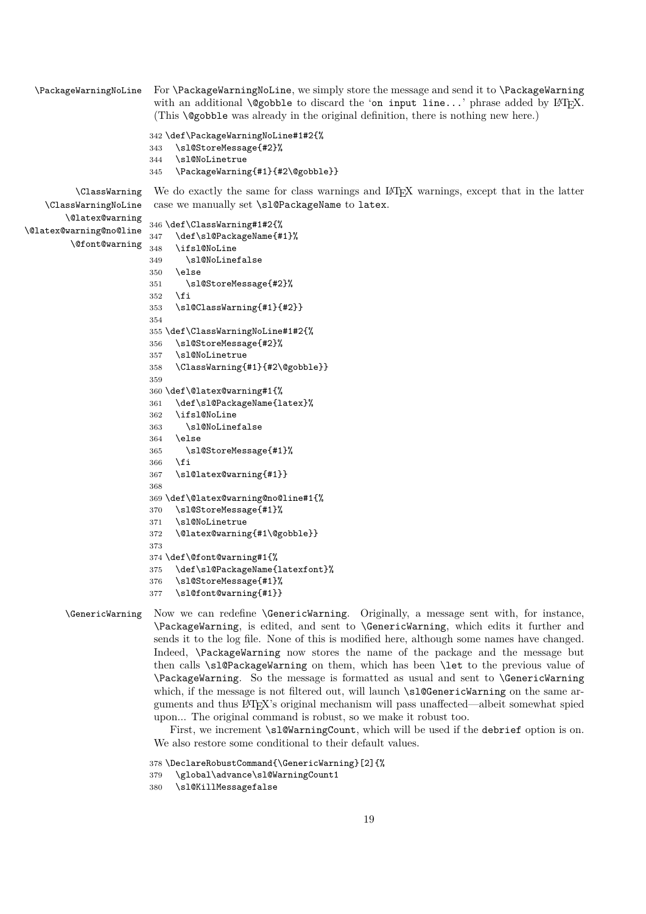\PackageWarningNoLine For \PackageWarningNoLine, we simply store the message and send it to \PackageWarning with an additional \@gobble to discard the 'on input line...' phrase added by LaTeX. (This \@gobble was already in the original definition, there is nothing new here.)

```
342 \def\PackageWarningNoLine#1#2{%
343   \sl@StoreMessage{#2}%
344   \sl@NoLinetrue
345   \PackageWarning{#1}{#2\@gobble}}
```

\ClassWarning \ClassWarningNoLine \@latex@warning \@latex@warning@no@line \@font@warning We do exactly the same for class warnings and LaTeX warnings, except that in the latter case we manually set \sl@PackageName to latex.

```
346 \def\ClassWarning#1#2{%
347   \def\sl@PackageName{#1}%
348   \ifsl@NoLine
349     \sl@NoLinefalse
350   \else
351     \sl@StoreMessage{#2}%
352   \fi
353   \sl@ClassWarning{#1}{#2}}
354
355 \def\ClassWarningNoLine#1#2{%
356   \sl@StoreMessage{#2}%
357   \sl@NoLinetrue
358   \ClassWarning{#1}{#2\@gobble}}
359
360 \def\@latex@warning#1{%
361   \def\sl@PackageName{latex}%
362   \ifsl@NoLine
363     \sl@NoLinefalse
364   \else
365     \sl@StoreMessage{#1}%
366   \fi
367   \sl@latex@warning{#1}}
368
369 \def\@latex@warning@no@line#1{%
370   \sl@StoreMessage{#1}%
371   \sl@NoLinetrue
372   \@latex@warning{#1\@gobble}}
373
374 \def\@font@warning#1{%
375   \def\sl@PackageName{latexfont}%
376   \sl@StoreMessage{#1}%
377   \sl@font@warning{#1}}
```

\GenericWarning Now we can redefine \GenericWarning. Originally, a message sent with, for instance, \PackageWarning, is edited, and sent to \GenericWarning, which edits it further and sends it to the log file. None of this is modified here, although some names have changed. Indeed, \PackageWarning now stores the name of the package and the message but then calls \sl@PackageWarning on them, which has been \let to the previous value of \PackageWarning. So the message is formatted as usual and sent to \GenericWarning which, if the message is not filtered out, will launch \sl@GenericWarning on the same arguments and thus LaTeX's original mechanism will pass unaffected—albeit somewhat spied upon... The original command is robust, so we make it robust too.

First, we increment \sl@WarningCount, which will be used if the debrief option is on. We also restore some conditional to their default values.

```
378 \DeclareRobustCommand{\GenericWarning}[2]{%
379   \global\advance\sl@WarningCount1
380   \sl@KillMessagefalse
```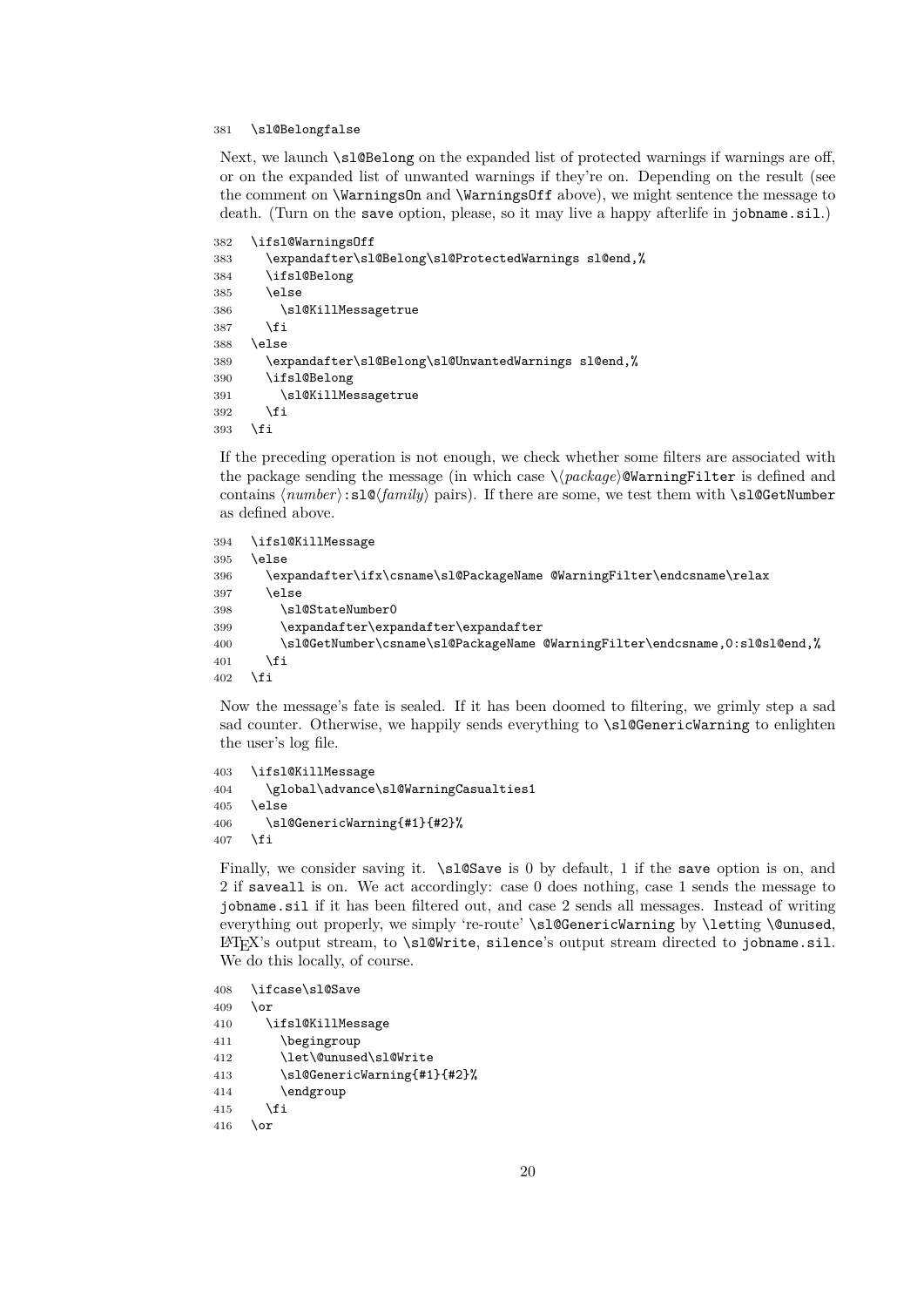```
381   \sl@Belongfalse
```

Next, we launch `\sl@Belong` on the expanded list of protected warnings if warnings are off, or on the expanded list of unwanted warnings if they're on. Depending on the result (see the comment on `\WarningsOn` and `\WarningsOff` above), we might sentence the message to death. (Turn on the `save` option, please, so it may live a happy afterlife in `jobname.sil`.)

```
382   \ifsl@WarningsOff
383     \expandafter\sl@Belong\sl@ProtectedWarnings sl@end,%
384     \ifsl@Belong
385     \else
386       \sl@KillMessagetrue
387     \fi
388   \else
389     \expandafter\sl@Belong\sl@UnwantedWarnings sl@end,%
390     \ifsl@Belong
391       \sl@KillMessagetrue
392     \fi
393   \fi
```

If the preceding operation is not enough, we check whether some filters are associated with the package sending the message (in which case `\`⟨*package*⟩`@WarningFilter` is defined and contains ⟨*number*⟩`:sl@`⟨*family*⟩ pairs). If there are some, we test them with `\sl@GetNumber` as defined above.

```
394   \ifsl@KillMessage
395   \else
396     \expandafter\ifx\csname\sl@PackageName @WarningFilter\endcsname\relax
397     \else
398       \sl@StateNumber0
399       \expandafter\expandafter\expandafter
400       \sl@GetNumber\csname\sl@PackageName @WarningFilter\endcsname,0:sl@sl@end,%
401     \fi
402   \fi
```

Now the message's fate is sealed. If it has been doomed to filtering, we grimly step a sad sad counter. Otherwise, we happily sends everything to `\sl@GenericWarning` to enlighten the user's log file.

```
403   \ifsl@KillMessage
404     \global\advance\sl@WarningCasualties1
405   \else
406     \sl@GenericWarning{#1}{#2}%
407   \fi
```

Finally, we consider saving it. `\sl@Save` is 0 by default, 1 if the `save` option is on, and 2 if `saveall` is on. We act accordingly: case 0 does nothing, case 1 sends the message to `jobname.sil` if it has been filtered out, and case 2 sends all messages. Instead of writing everything out properly, we simply 're-route' `\sl@GenericWarning` by `\let`ting `\@unused`, LaTeX's output stream, to `\sl@Write`, `silence`'s output stream directed to `jobname.sil`. We do this locally, of course.

```
408   \ifcase\sl@Save
409   \or
410     \ifsl@KillMessage
411       \begingroup
412       \let\@unused\sl@Write
413       \sl@GenericWarning{#1}{#2}%
414       \endgroup
415     \fi
416   \or
```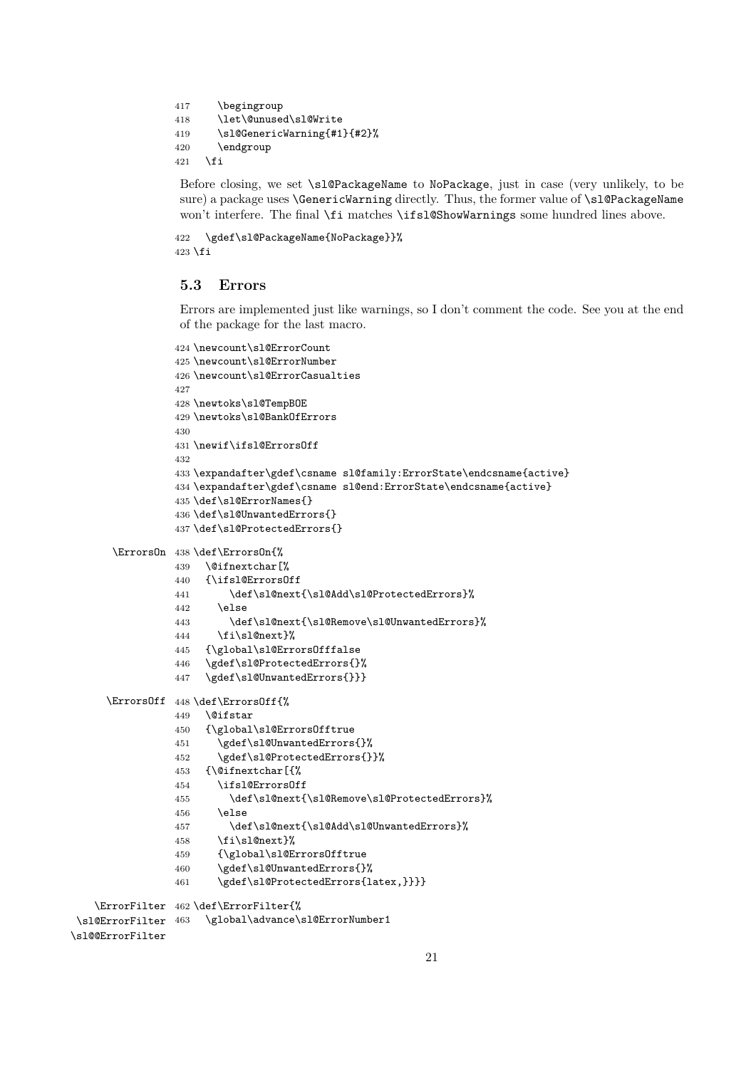```
417     \begingroup
418     \let\@unused\sl@Write
419     \sl@GenericWarning{#1}{#2}%
420     \endgroup
421   \fi
```

Before closing, we set `\sl@PackageName` to `NoPackage`, just in case (very unlikely, to be sure) a package uses `\GenericWarning` directly. Thus, the former value of `\sl@PackageName` won't interfere. The final `\fi` matches `\ifsl@ShowWarnings` some hundred lines above.

```
422   \gdef\sl@PackageName{NoPackage}}%
423 \fi
```

### 5.3 Errors

Errors are implemented just like warnings, so I don't comment the code. See you at the end of the package for the last macro.

```
424 \newcount\sl@ErrorCount
425 \newcount\sl@ErrorNumber
426 \newcount\sl@ErrorCasualties
427
428 \newtoks\sl@TempBOE
429 \newtoks\sl@BankOfErrors
430
431 \newif\ifsl@ErrorsOff
432
433 \expandafter\gdef\csname sl@family:ErrorState\endcsname{active}
434 \expandafter\gdef\csname sl@end:ErrorState\endcsname{active}
435 \def\sl@ErrorNames{}
436 \def\sl@UnwantedErrors{}
437 \def\sl@ProtectedErrors{}
```

`\ErrorsOn`

```
438 \def\ErrorsOn{%
439   \@ifnextchar[%
440   {\ifsl@ErrorsOff
441       \def\sl@next{\sl@Add\sl@ProtectedErrors}%
442     \else
443       \def\sl@next{\sl@Remove\sl@UnwantedErrors}%
444     \fi\sl@next}%
445   {\global\sl@ErrorsOfffalse
446   \gdef\sl@ProtectedErrors{}%
447   \gdef\sl@UnwantedErrors{}}}
```

`\ErrorsOff`

```
448 \def\ErrorsOff{%
449   \@ifstar
450   {\global\sl@ErrorsOfftrue
451     \gdef\sl@UnwantedErrors{}%
452     \gdef\sl@ProtectedErrors{}}%
453   {\@ifnextchar[{%
454     \ifsl@ErrorsOff
455       \def\sl@next{\sl@Remove\sl@ProtectedErrors}%
456     \else
457       \def\sl@next{\sl@Add\sl@UnwantedErrors}%
458     \fi\sl@next}%
459     {\global\sl@ErrorsOfftrue
460     \gdef\sl@UnwantedErrors{}%
461     \gdef\sl@ProtectedErrors{latex,}}}}
```

`\ErrorFilter` `\sl@ErrorFilter` `\sl@@ErrorFilter`

```
462 \def\ErrorFilter{%
463   \global\advance\sl@ErrorNumber1
```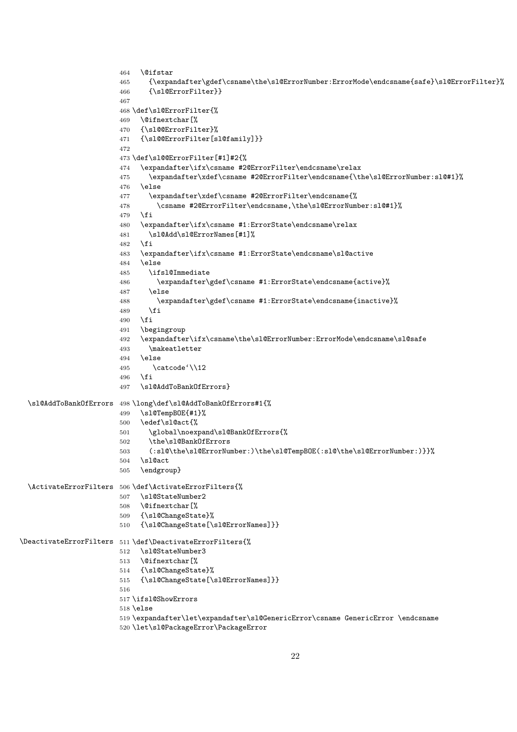```
464   \@ifstar
465     {\expandafter\gdef\csname\the\sl@ErrorNumber:ErrorMode\endcsname{safe}\sl@ErrorFilter}%
466     {\sl@ErrorFilter}}
467
468 \def\sl@ErrorFilter{%
469   \@ifnextchar[%
470   {\sl@@ErrorFilter}%
471   {\sl@@ErrorFilter[sl@family]}}
472
473 \def\sl@@ErrorFilter[#1]#2{%
474   \expandafter\ifx\csname #2@ErrorFilter\endcsname\relax
475     \expandafter\xdef\csname #2@ErrorFilter\endcsname{\the\sl@ErrorNumber:sl@#1}%
476   \else
477     \expandafter\xdef\csname #2@ErrorFilter\endcsname{%
478       \csname #2@ErrorFilter\endcsname,\the\sl@ErrorNumber:sl@#1}%
479   \fi
480   \expandafter\ifx\csname #1:ErrorState\endcsname\relax
481     \sl@Add\sl@ErrorNames[#1]%
482   \fi
483   \expandafter\ifx\csname #1:ErrorState\endcsname\sl@active
484   \else
485     \ifsl@Immediate
486       \expandafter\gdef\csname #1:ErrorState\endcsname{active}%
487     \else
488       \expandafter\gdef\csname #1:ErrorState\endcsname{inactive}%
489     \fi
490   \fi
491   \begingroup
492   \expandafter\ifx\csname\the\sl@ErrorNumber:ErrorMode\endcsname\sl@safe
493     \makeatletter
494   \else
495      \catcode`\\12
496   \fi
497   \sl@AddToBankOfErrors}
```

\sl@AddToBankOfErrors

```
498 \long\def\sl@AddToBankOfErrors#1{%
499   \sl@TempBOE{#1}%
500   \edef\sl@act{%
501     \global\noexpand\sl@BankOfErrors{%
502     \the\sl@BankOfErrors
503     (:sl@\the\sl@ErrorNumber:)\the\sl@TempBOE(:sl@\the\sl@ErrorNumber:)}}%
504   \sl@act
505   \endgroup}
```

\ActivateErrorFilters

```
506 \def\ActivateErrorFilters{%
507   \sl@StateNumber2
508   \@ifnextchar[%
509   {\sl@ChangeState}%
510   {\sl@ChangeState[\sl@ErrorNames]}}
```

\DeactivateErrorFilters

```
511 \def\DeactivateErrorFilters{%
512   \sl@StateNumber3
513   \@ifnextchar[%
514   {\sl@ChangeState}%
515   {\sl@ChangeState[\sl@ErrorNames]}}
516
517 \ifsl@ShowErrors
518 \else
519 \expandafter\let\expandafter\sl@GenericError\csname GenericError \endcsname
520 \let\sl@PackageError\PackageError
```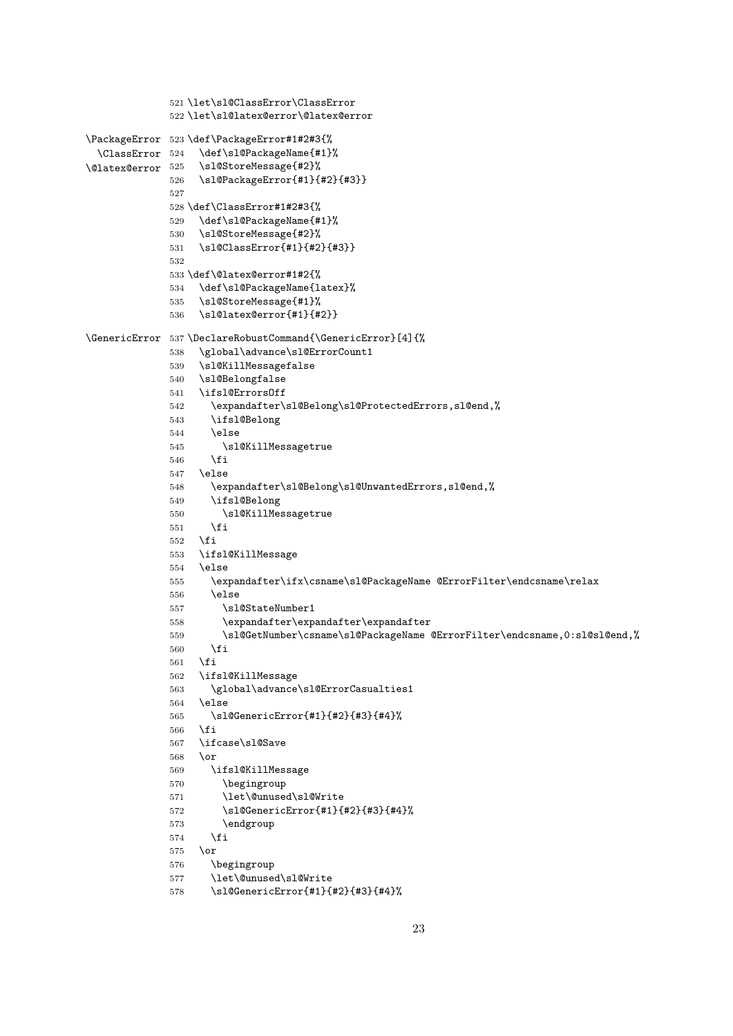```
521 \let\sl@ClassError\ClassError
522 \let\sl@latex@error\@latex@error
```

\PackageError
\ClassError
\@latex@error

```
523 \def\PackageError#1#2#3{%
524   \def\sl@PackageName{#1}%
525   \sl@StoreMessage{#2}%
526   \sl@PackageError{#1}{#2}{#3}}
527
528 \def\ClassError#1#2#3{%
529   \def\sl@PackageName{#1}%
530   \sl@StoreMessage{#2}%
531   \sl@ClassError{#1}{#2}{#3}}
532
533 \def\@latex@error#1#2{%
534   \def\sl@PackageName{latex}%
535   \sl@StoreMessage{#1}%
536   \sl@latex@error{#1}{#2}}
```

\GenericError

```
537 \DeclareRobustCommand{\GenericError}[4]{%
538   \global\advance\sl@ErrorCount1
539   \sl@KillMessagefalse
540   \sl@Belongfalse
541   \ifsl@ErrorsOff
542     \expandafter\sl@Belong\sl@ProtectedErrors,sl@end,%
543     \ifsl@Belong
544     \else
545       \sl@KillMessagetrue
546     \fi
547   \else
548     \expandafter\sl@Belong\sl@UnwantedErrors,sl@end,%
549     \ifsl@Belong
550       \sl@KillMessagetrue
551     \fi
552   \fi
553   \ifsl@KillMessage
554   \else
555     \expandafter\ifx\csname\sl@PackageName @ErrorFilter\endcsname\relax
556     \else
557       \sl@StateNumber1
558       \expandafter\expandafter\expandafter
559       \sl@GetNumber\csname\sl@PackageName @ErrorFilter\endcsname,0:sl@sl@end,%
560     \fi
561   \fi
562   \ifsl@KillMessage
563     \global\advance\sl@ErrorCasualties1
564   \else
565     \sl@GenericError{#1}{#2}{#3}{#4}%
566   \fi
567   \ifcase\sl@Save
568   \or
569     \ifsl@KillMessage
570       \begingroup
571       \let\@unused\sl@Write
572       \sl@GenericError{#1}{#2}{#3}{#4}%
573       \endgroup
574     \fi
575   \or
576     \begingroup
577     \let\@unused\sl@Write
578     \sl@GenericError{#1}{#2}{#3}{#4}%
```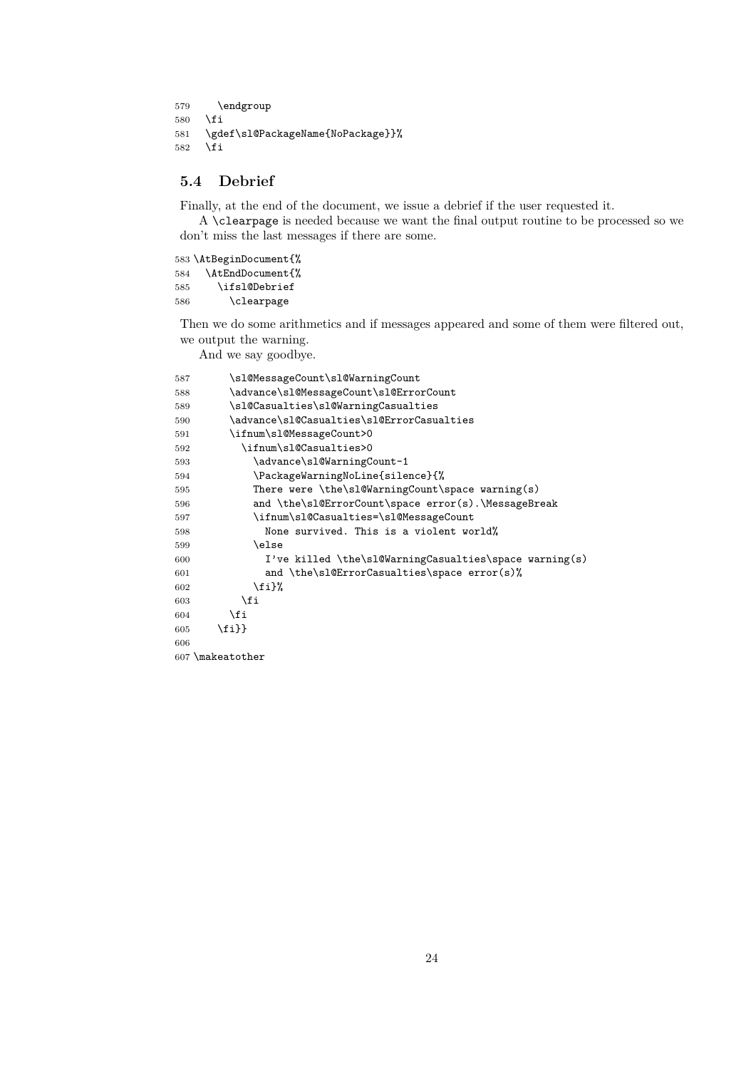```
579     \endgroup
580   \fi
581   \gdef\sl@PackageName{NoPackage}}%
582   \fi
```

### 5.4 Debrief

Finally, at the end of the document, we issue a debrief if the user requested it.

A `\clearpage` is needed because we want the final output routine to be processed so we don't miss the last messages if there are some.

```
583 \AtBeginDocument{%
584   \AtEndDocument{%
585     \ifsl@Debrief
586       \clearpage
```

Then we do some arithmetics and if messages appeared and some of them were filtered out, we output the warning.

And we say goodbye.

```
587       \sl@MessageCount\sl@WarningCount
588       \advance\sl@MessageCount\sl@ErrorCount
589       \sl@Casualties\sl@WarningCasualties
590       \advance\sl@Casualties\sl@ErrorCasualties
591       \ifnum\sl@MessageCount>0
592         \ifnum\sl@Casualties>0
593           \advance\sl@WarningCount-1
594           \PackageWarningNoLine{silence}{%
595           There were \the\sl@WarningCount\space warning(s)
596           and \the\sl@ErrorCount\space error(s).\MessageBreak
597           \ifnum\sl@Casualties=\sl@MessageCount
598             None survived. This is a violent world%
599           \else
600             I've killed \the\sl@WarningCasualties\space warning(s)
601             and \the\sl@ErrorCasualties\space error(s)%
602           \fi}%
603         \fi
604       \fi
605     \fi}}
606
607 \makeatother
```